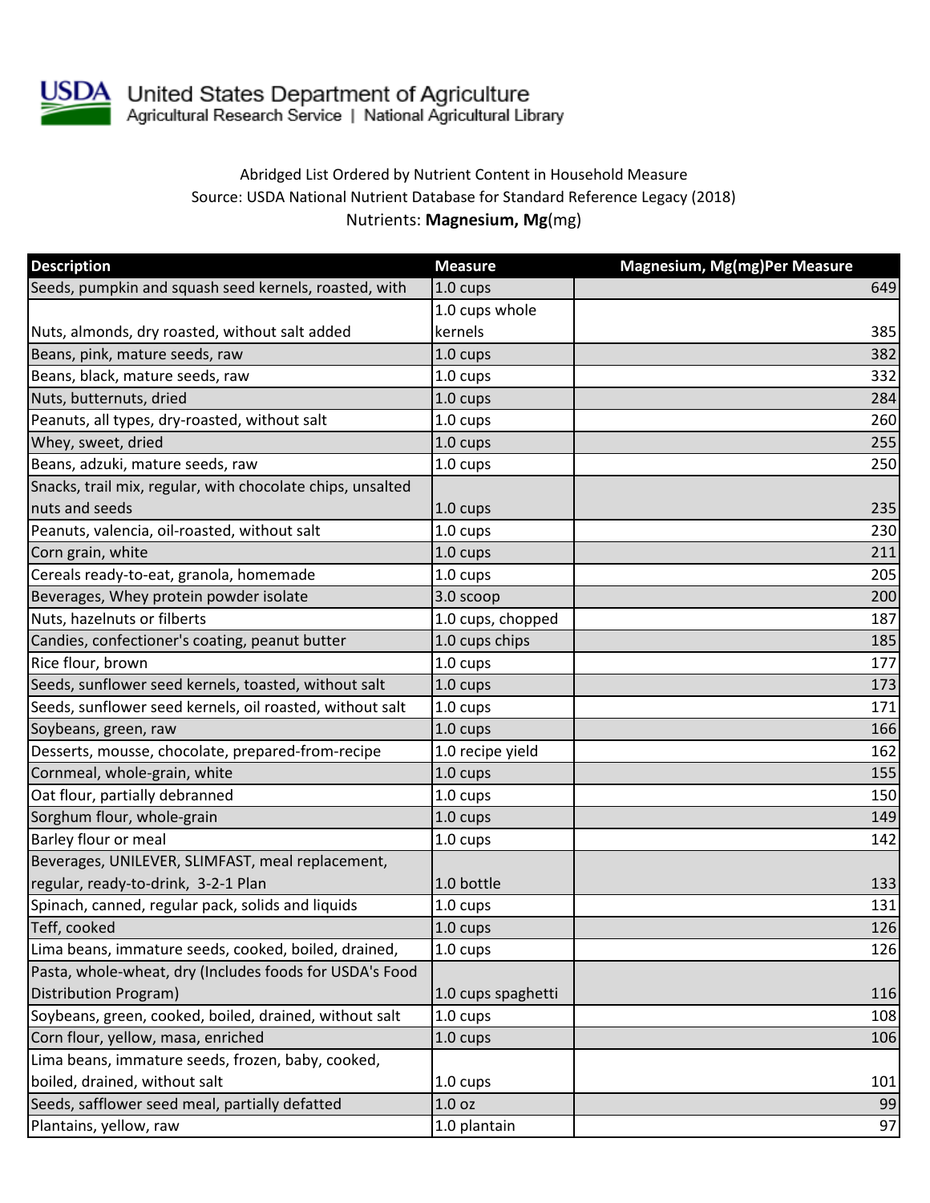United States Department of Agriculture
Agricultural Research Service | National Agricultural Library

Abridged List Ordered by Nutrient Content in Household Measure
Source: USDA National Nutrient Database for Standard Reference Legacy (2018)
Nutrients: **Magnesium, Mg**(mg)

| Description | Measure | Magnesium, Mg(mg)Per Measure |
|---|---|---|
| Seeds, pumpkin and squash seed kernels, roasted, with | 1.0 cups | 649 |
| Nuts, almonds, dry roasted, without salt added | 1.0 cups whole kernels | 385 |
| Beans, pink, mature seeds, raw | 1.0 cups | 382 |
| Beans, black, mature seeds, raw | 1.0 cups | 332 |
| Nuts, butternuts, dried | 1.0 cups | 284 |
| Peanuts, all types, dry-roasted, without salt | 1.0 cups | 260 |
| Whey, sweet, dried | 1.0 cups | 255 |
| Beans, adzuki, mature seeds, raw | 1.0 cups | 250 |
| Snacks, trail mix, regular, with chocolate chips, unsalted nuts and seeds | 1.0 cups | 235 |
| Peanuts, valencia, oil-roasted, without salt | 1.0 cups | 230 |
| Corn grain, white | 1.0 cups | 211 |
| Cereals ready-to-eat, granola, homemade | 1.0 cups | 205 |
| Beverages, Whey protein powder isolate | 3.0 scoop | 200 |
| Nuts, hazelnuts or filberts | 1.0 cups, chopped | 187 |
| Candies, confectioner's coating, peanut butter | 1.0 cups chips | 185 |
| Rice flour, brown | 1.0 cups | 177 |
| Seeds, sunflower seed kernels, toasted, without salt | 1.0 cups | 173 |
| Seeds, sunflower seed kernels, oil roasted, without salt | 1.0 cups | 171 |
| Soybeans, green, raw | 1.0 cups | 166 |
| Desserts, mousse, chocolate, prepared-from-recipe | 1.0 recipe yield | 162 |
| Cornmeal, whole-grain, white | 1.0 cups | 155 |
| Oat flour, partially debranned | 1.0 cups | 150 |
| Sorghum flour, whole-grain | 1.0 cups | 149 |
| Barley flour or meal | 1.0 cups | 142 |
| Beverages, UNILEVER, SLIMFAST, meal replacement, regular, ready-to-drink, 3-2-1 Plan | 1.0 bottle | 133 |
| Spinach, canned, regular pack, solids and liquids | 1.0 cups | 131 |
| Teff, cooked | 1.0 cups | 126 |
| Lima beans, immature seeds, cooked, boiled, drained, | 1.0 cups | 126 |
| Pasta, whole-wheat, dry (Includes foods for USDA's Food Distribution Program) | 1.0 cups spaghetti | 116 |
| Soybeans, green, cooked, boiled, drained, without salt | 1.0 cups | 108 |
| Corn flour, yellow, masa, enriched | 1.0 cups | 106 |
| Lima beans, immature seeds, frozen, baby, cooked, boiled, drained, without salt | 1.0 cups | 101 |
| Seeds, safflower seed meal, partially defatted | 1.0 oz | 99 |
| Plantains, yellow, raw | 1.0 plantain | 97 |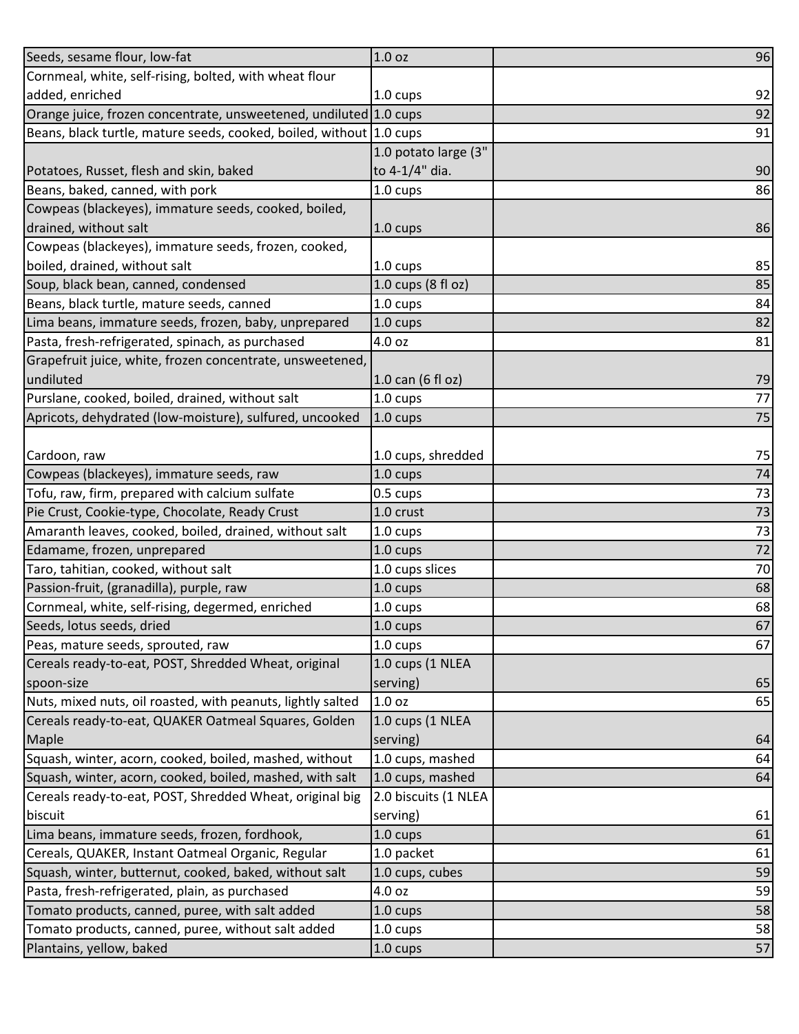| | | |
|---|---|---|
| Seeds, sesame flour, low-fat | 1.0 oz | 96 |
| Cornmeal, white, self-rising, bolted, with wheat flour added, enriched | 1.0 cups | 92 |
| Orange juice, frozen concentrate, unsweetened, undiluted | 1.0 cups | 92 |
| Beans, black turtle, mature seeds, cooked, boiled, without | 1.0 cups | 91 |
| Potatoes, Russet, flesh and skin, baked | 1.0 potato large (3" to 4-1/4" dia. | 90 |
| Beans, baked, canned, with pork | 1.0 cups | 86 |
| Cowpeas (blackeyes), immature seeds, cooked, boiled, drained, without salt | 1.0 cups | 86 |
| Cowpeas (blackeyes), immature seeds, frozen, cooked, boiled, drained, without salt | 1.0 cups | 85 |
| Soup, black bean, canned, condensed | 1.0 cups (8 fl oz) | 85 |
| Beans, black turtle, mature seeds, canned | 1.0 cups | 84 |
| Lima beans, immature seeds, frozen, baby, unprepared | 1.0 cups | 82 |
| Pasta, fresh-refrigerated, spinach, as purchased | 4.0 oz | 81 |
| Grapefruit juice, white, frozen concentrate, unsweetened, undiluted | 1.0 can (6 fl oz) | 79 |
| Purslane, cooked, boiled, drained, without salt | 1.0 cups | 77 |
| Apricots, dehydrated (low-moisture), sulfured, uncooked | 1.0 cups | 75 |
| Cardoon, raw | 1.0 cups, shredded | 75 |
| Cowpeas (blackeyes), immature seeds, raw | 1.0 cups | 74 |
| Tofu, raw, firm, prepared with calcium sulfate | 0.5 cups | 73 |
| Pie Crust, Cookie-type, Chocolate, Ready Crust | 1.0 crust | 73 |
| Amaranth leaves, cooked, boiled, drained, without salt | 1.0 cups | 73 |
| Edamame, frozen, unprepared | 1.0 cups | 72 |
| Taro, tahitian, cooked, without salt | 1.0 cups slices | 70 |
| Passion-fruit, (granadilla), purple, raw | 1.0 cups | 68 |
| Cornmeal, white, self-rising, degermed, enriched | 1.0 cups | 68 |
| Seeds, lotus seeds, dried | 1.0 cups | 67 |
| Peas, mature seeds, sprouted, raw | 1.0 cups | 67 |
| Cereals ready-to-eat, POST, Shredded Wheat, original spoon-size | 1.0 cups (1 NLEA serving) | 65 |
| Nuts, mixed nuts, oil roasted, with peanuts, lightly salted | 1.0 oz | 65 |
| Cereals ready-to-eat, QUAKER Oatmeal Squares, Golden Maple | 1.0 cups (1 NLEA serving) | 64 |
| Squash, winter, acorn, cooked, boiled, mashed, without | 1.0 cups, mashed | 64 |
| Squash, winter, acorn, cooked, boiled, mashed, with salt | 1.0 cups, mashed | 64 |
| Cereals ready-to-eat, POST, Shredded Wheat, original big biscuit | 2.0 biscuits (1 NLEA serving) | 61 |
| Lima beans, immature seeds, frozen, fordhook, | 1.0 cups | 61 |
| Cereals, QUAKER, Instant Oatmeal Organic, Regular | 1.0 packet | 61 |
| Squash, winter, butternut, cooked, baked, without salt | 1.0 cups, cubes | 59 |
| Pasta, fresh-refrigerated, plain, as purchased | 4.0 oz | 59 |
| Tomato products, canned, puree, with salt added | 1.0 cups | 58 |
| Tomato products, canned, puree, without salt added | 1.0 cups | 58 |
| Plantains, yellow, baked | 1.0 cups | 57 |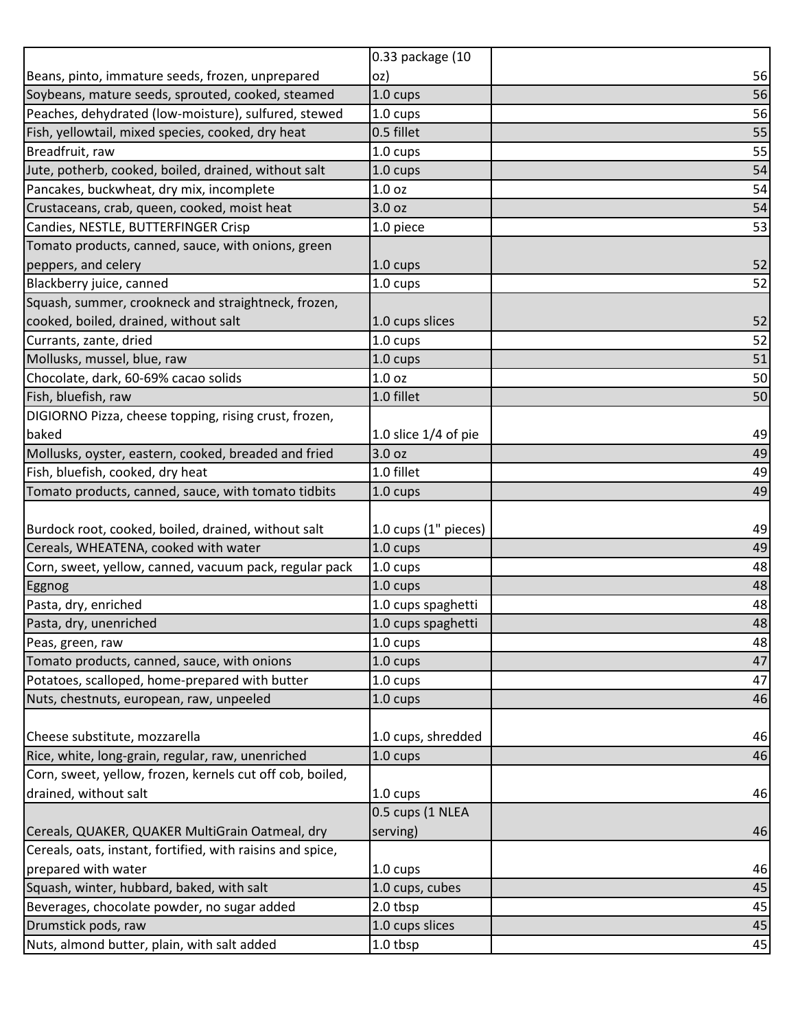| | | |
|---|---|---|
| Beans, pinto, immature seeds, frozen, unprepared | 0.33 package (10 oz) | 56 |
| Soybeans, mature seeds, sprouted, cooked, steamed | 1.0 cups | 56 |
| Peaches, dehydrated (low-moisture), sulfured, stewed | 1.0 cups | 56 |
| Fish, yellowtail, mixed species, cooked, dry heat | 0.5 fillet | 55 |
| Breadfruit, raw | 1.0 cups | 55 |
| Jute, potherb, cooked, boiled, drained, without salt | 1.0 cups | 54 |
| Pancakes, buckwheat, dry mix, incomplete | 1.0 oz | 54 |
| Crustaceans, crab, queen, cooked, moist heat | 3.0 oz | 54 |
| Candies, NESTLE, BUTTERFINGER Crisp | 1.0 piece | 53 |
| Tomato products, canned, sauce, with onions, green peppers, and celery | 1.0 cups | 52 |
| Blackberry juice, canned | 1.0 cups | 52 |
| Squash, summer, crookneck and straightneck, frozen, cooked, boiled, drained, without salt | 1.0 cups slices | 52 |
| Currants, zante, dried | 1.0 cups | 52 |
| Mollusks, mussel, blue, raw | 1.0 cups | 51 |
| Chocolate, dark, 60-69% cacao solids | 1.0 oz | 50 |
| Fish, bluefish, raw | 1.0 fillet | 50 |
| DIGIORNO Pizza, cheese topping, rising crust, frozen, baked | 1.0 slice 1/4 of pie | 49 |
| Mollusks, oyster, eastern, cooked, breaded and fried | 3.0 oz | 49 |
| Fish, bluefish, cooked, dry heat | 1.0 fillet | 49 |
| Tomato products, canned, sauce, with tomato tidbits | 1.0 cups | 49 |
| Burdock root, cooked, boiled, drained, without salt | 1.0 cups (1" pieces) | 49 |
| Cereals, WHEATENA, cooked with water | 1.0 cups | 49 |
| Corn, sweet, yellow, canned, vacuum pack, regular pack | 1.0 cups | 48 |
| Eggnog | 1.0 cups | 48 |
| Pasta, dry, enriched | 1.0 cups spaghetti | 48 |
| Pasta, dry, unenriched | 1.0 cups spaghetti | 48 |
| Peas, green, raw | 1.0 cups | 48 |
| Tomato products, canned, sauce, with onions | 1.0 cups | 47 |
| Potatoes, scalloped, home-prepared with butter | 1.0 cups | 47 |
| Nuts, chestnuts, european, raw, unpeeled | 1.0 cups | 46 |
| Cheese substitute, mozzarella | 1.0 cups, shredded | 46 |
| Rice, white, long-grain, regular, raw, unenriched | 1.0 cups | 46 |
| Corn, sweet, yellow, frozen, kernels cut off cob, boiled, drained, without salt | 1.0 cups | 46 |
| Cereals, QUAKER, QUAKER MultiGrain Oatmeal, dry | 0.5 cups (1 NLEA serving) | 46 |
| Cereals, oats, instant, fortified, with raisins and spice, prepared with water | 1.0 cups | 46 |
| Squash, winter, hubbard, baked, with salt | 1.0 cups, cubes | 45 |
| Beverages, chocolate powder, no sugar added | 2.0 tbsp | 45 |
| Drumstick pods, raw | 1.0 cups slices | 45 |
| Nuts, almond butter, plain, with salt added | 1.0 tbsp | 45 |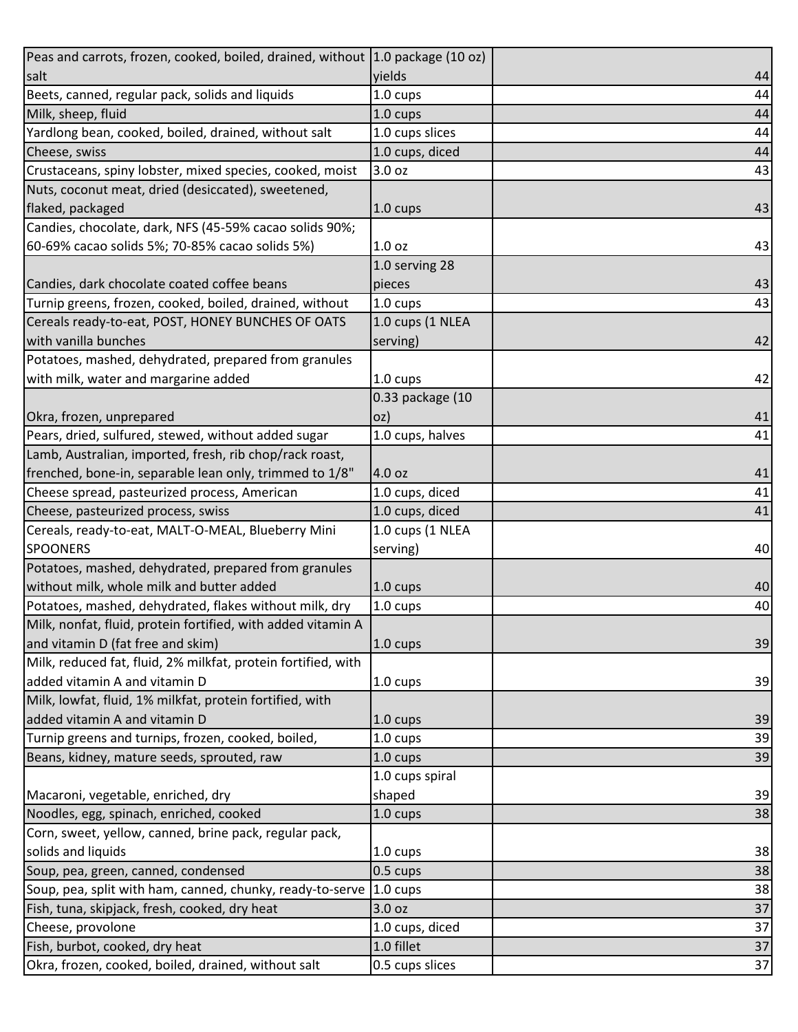| | | |
|---|---|---|
| Peas and carrots, frozen, cooked, boiled, drained, without salt | 1.0 package (10 oz) yields | 44 |
| Beets, canned, regular pack, solids and liquids | 1.0 cups | 44 |
| Milk, sheep, fluid | 1.0 cups | 44 |
| Yardlong bean, cooked, boiled, drained, without salt | 1.0 cups slices | 44 |
| Cheese, swiss | 1.0 cups, diced | 44 |
| Crustaceans, spiny lobster, mixed species, cooked, moist | 3.0 oz | 43 |
| Nuts, coconut meat, dried (desiccated), sweetened, flaked, packaged | 1.0 cups | 43 |
| Candies, chocolate, dark, NFS (45-59% cacao solids 90%; 60-69% cacao solids 5%; 70-85% cacao solids 5%) | 1.0 oz | 43 |
| Candies, dark chocolate coated coffee beans | 1.0 serving 28 pieces | 43 |
| Turnip greens, frozen, cooked, boiled, drained, without | 1.0 cups | 43 |
| Cereals ready-to-eat, POST, HONEY BUNCHES OF OATS with vanilla bunches | 1.0 cups (1 NLEA serving) | 42 |
| Potatoes, mashed, dehydrated, prepared from granules with milk, water and margarine added | 1.0 cups | 42 |
| Okra, frozen, unprepared | 0.33 package (10 oz) | 41 |
| Pears, dried, sulfured, stewed, without added sugar | 1.0 cups, halves | 41 |
| Lamb, Australian, imported, fresh, rib chop/rack roast, frenched, bone-in, separable lean only, trimmed to 1/8" | 4.0 oz | 41 |
| Cheese spread, pasteurized process, American | 1.0 cups, diced | 41 |
| Cheese, pasteurized process, swiss | 1.0 cups, diced | 41 |
| Cereals, ready-to-eat, MALT-O-MEAL, Blueberry Mini SPOONERS | 1.0 cups (1 NLEA serving) | 40 |
| Potatoes, mashed, dehydrated, prepared from granules without milk, whole milk and butter added | 1.0 cups | 40 |
| Potatoes, mashed, dehydrated, flakes without milk, dry | 1.0 cups | 40 |
| Milk, nonfat, fluid, protein fortified, with added vitamin A and vitamin D (fat free and skim) | 1.0 cups | 39 |
| Milk, reduced fat, fluid, 2% milkfat, protein fortified, with added vitamin A and vitamin D | 1.0 cups | 39 |
| Milk, lowfat, fluid, 1% milkfat, protein fortified, with added vitamin A and vitamin D | 1.0 cups | 39 |
| Turnip greens and turnips, frozen, cooked, boiled, | 1.0 cups | 39 |
| Beans, kidney, mature seeds, sprouted, raw | 1.0 cups | 39 |
| Macaroni, vegetable, enriched, dry | 1.0 cups spiral shaped | 39 |
| Noodles, egg, spinach, enriched, cooked | 1.0 cups | 38 |
| Corn, sweet, yellow, canned, brine pack, regular pack, solids and liquids | 1.0 cups | 38 |
| Soup, pea, green, canned, condensed | 0.5 cups | 38 |
| Soup, pea, split with ham, canned, chunky, ready-to-serve | 1.0 cups | 38 |
| Fish, tuna, skipjack, fresh, cooked, dry heat | 3.0 oz | 37 |
| Cheese, provolone | 1.0 cups, diced | 37 |
| Fish, burbot, cooked, dry heat | 1.0 fillet | 37 |
| Okra, frozen, cooked, boiled, drained, without salt | 0.5 cups slices | 37 |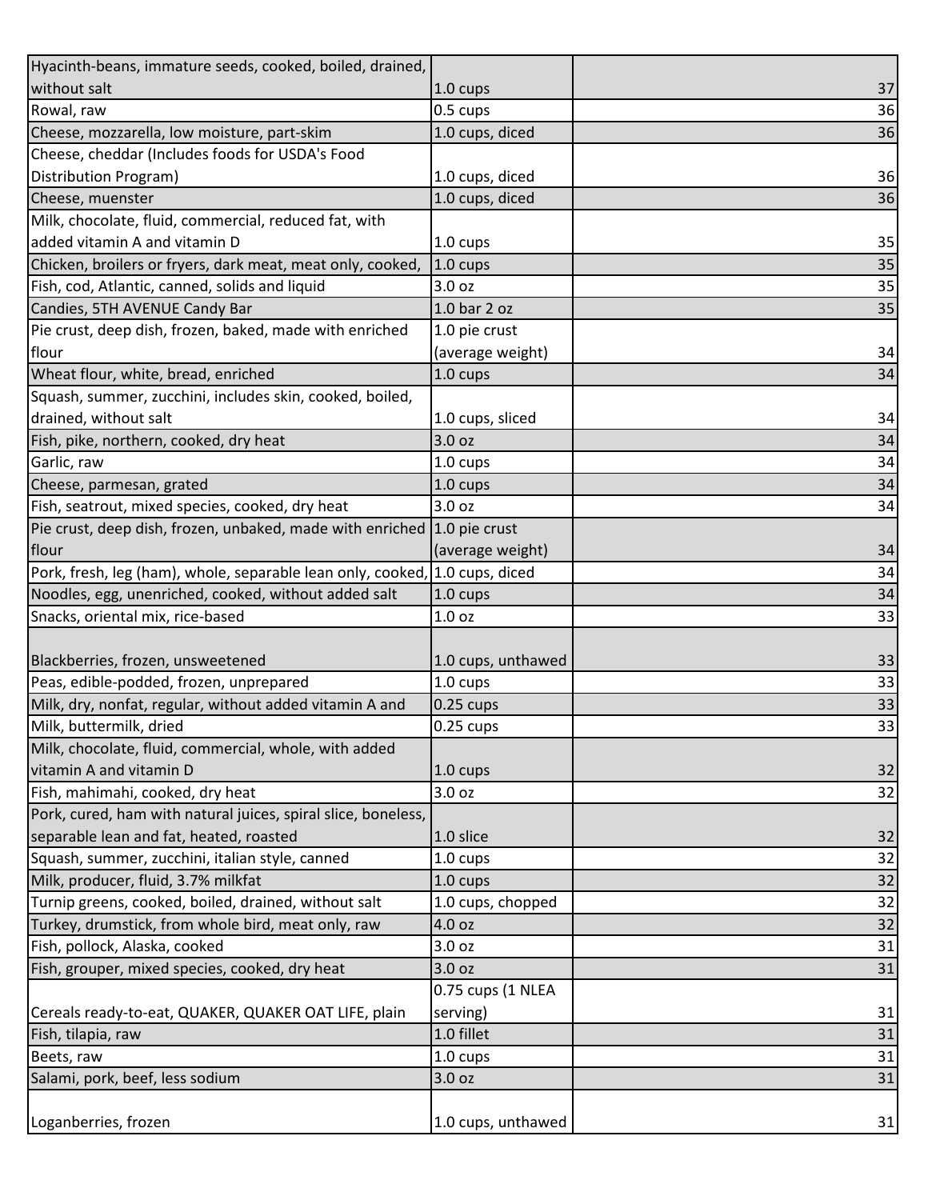| | | |
|---|---|---|
| Hyacinth-beans, immature seeds, cooked, boiled, drained, without salt | 1.0 cups | 37 |
| Rowal, raw | 0.5 cups | 36 |
| Cheese, mozzarella, low moisture, part-skim | 1.0 cups, diced | 36 |
| Cheese, cheddar (Includes foods for USDA's Food Distribution Program) | 1.0 cups, diced | 36 |
| Cheese, muenster | 1.0 cups, diced | 36 |
| Milk, chocolate, fluid, commercial, reduced fat, with added vitamin A and vitamin D | 1.0 cups | 35 |
| Chicken, broilers or fryers, dark meat, meat only, cooked, | 1.0 cups | 35 |
| Fish, cod, Atlantic, canned, solids and liquid | 3.0 oz | 35 |
| Candies, 5TH AVENUE Candy Bar | 1.0 bar 2 oz | 35 |
| Pie crust, deep dish, frozen, baked, made with enriched flour | 1.0 pie crust (average weight) | 34 |
| Wheat flour, white, bread, enriched | 1.0 cups | 34 |
| Squash, summer, zucchini, includes skin, cooked, boiled, drained, without salt | 1.0 cups, sliced | 34 |
| Fish, pike, northern, cooked, dry heat | 3.0 oz | 34 |
| Garlic, raw | 1.0 cups | 34 |
| Cheese, parmesan, grated | 1.0 cups | 34 |
| Fish, seatrout, mixed species, cooked, dry heat | 3.0 oz | 34 |
| Pie crust, deep dish, frozen, unbaked, made with enriched flour | 1.0 pie crust (average weight) | 34 |
| Pork, fresh, leg (ham), whole, separable lean only, cooked, | 1.0 cups, diced | 34 |
| Noodles, egg, unenriched, cooked, without added salt | 1.0 cups | 34 |
| Snacks, oriental mix, rice-based | 1.0 oz | 33 |
| Blackberries, frozen, unsweetened | 1.0 cups, unthawed | 33 |
| Peas, edible-podded, frozen, unprepared | 1.0 cups | 33 |
| Milk, dry, nonfat, regular, without added vitamin A and | 0.25 cups | 33 |
| Milk, buttermilk, dried | 0.25 cups | 33 |
| Milk, chocolate, fluid, commercial, whole, with added vitamin A and vitamin D | 1.0 cups | 32 |
| Fish, mahimahi, cooked, dry heat | 3.0 oz | 32 |
| Pork, cured, ham with natural juices, spiral slice, boneless, separable lean and fat, heated, roasted | 1.0 slice | 32 |
| Squash, summer, zucchini, italian style, canned | 1.0 cups | 32 |
| Milk, producer, fluid, 3.7% milkfat | 1.0 cups | 32 |
| Turnip greens, cooked, boiled, drained, without salt | 1.0 cups, chopped | 32 |
| Turkey, drumstick, from whole bird, meat only, raw | 4.0 oz | 32 |
| Fish, pollock, Alaska, cooked | 3.0 oz | 31 |
| Fish, grouper, mixed species, cooked, dry heat | 3.0 oz | 31 |
| Cereals ready-to-eat, QUAKER, QUAKER OAT LIFE, plain | 0.75 cups (1 NLEA serving) | 31 |
| Fish, tilapia, raw | 1.0 fillet | 31 |
| Beets, raw | 1.0 cups | 31 |
| Salami, pork, beef, less sodium | 3.0 oz | 31 |
| Loganberries, frozen | 1.0 cups, unthawed | 31 |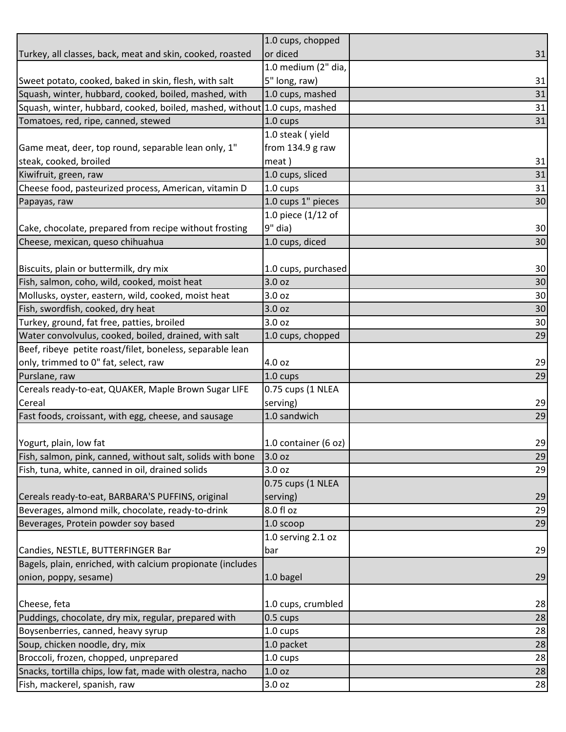| | | |
|---|---|---|
| Turkey, all classes, back, meat and skin, cooked, roasted | 1.0 cups, chopped or diced | 31 |
| Sweet potato, cooked, baked in skin, flesh, with salt | 1.0 medium (2" dia, 5" long, raw) | 31 |
| Squash, winter, hubbard, cooked, boiled, mashed, with | 1.0 cups, mashed | 31 |
| Squash, winter, hubbard, cooked, boiled, mashed, without | 1.0 cups, mashed | 31 |
| Tomatoes, red, ripe, canned, stewed | 1.0 cups | 31 |
| Game meat, deer, top round, separable lean only, 1" steak, cooked, broiled | 1.0 steak ( yield from 134.9 g raw meat ) | 31 |
| Kiwifruit, green, raw | 1.0 cups, sliced | 31 |
| Cheese food, pasteurized process, American, vitamin D | 1.0 cups | 31 |
| Papayas, raw | 1.0 cups 1" pieces | 30 |
| Cake, chocolate, prepared from recipe without frosting | 1.0 piece (1/12 of 9" dia) | 30 |
| Cheese, mexican, queso chihuahua | 1.0 cups, diced | 30 |
| Biscuits, plain or buttermilk, dry mix | 1.0 cups, purchased | 30 |
| Fish, salmon, coho, wild, cooked, moist heat | 3.0 oz | 30 |
| Mollusks, oyster, eastern, wild, cooked, moist heat | 3.0 oz | 30 |
| Fish, swordfish, cooked, dry heat | 3.0 oz | 30 |
| Turkey, ground, fat free, patties, broiled | 3.0 oz | 30 |
| Water convolvulus, cooked, boiled, drained, with salt | 1.0 cups, chopped | 29 |
| Beef, ribeye petite roast/filet, boneless, separable lean only, trimmed to 0" fat, select, raw | 4.0 oz | 29 |
| Purslane, raw | 1.0 cups | 29 |
| Cereals ready-to-eat, QUAKER, Maple Brown Sugar LIFE Cereal | 0.75 cups (1 NLEA serving) | 29 |
| Fast foods, croissant, with egg, cheese, and sausage | 1.0 sandwich | 29 |
| Yogurt, plain, low fat | 1.0 container (6 oz) | 29 |
| Fish, salmon, pink, canned, without salt, solids with bone | 3.0 oz | 29 |
| Fish, tuna, white, canned in oil, drained solids | 3.0 oz | 29 |
| Cereals ready-to-eat, BARBARA'S PUFFINS, original | 0.75 cups (1 NLEA serving) | 29 |
| Beverages, almond milk, chocolate, ready-to-drink | 8.0 fl oz | 29 |
| Beverages, Protein powder soy based | 1.0 scoop | 29 |
| Candies, NESTLE, BUTTERFINGER Bar | 1.0 serving 2.1 oz bar | 29 |
| Bagels, plain, enriched, with calcium propionate (includes onion, poppy, sesame) | 1.0 bagel | 29 |
| Cheese, feta | 1.0 cups, crumbled | 28 |
| Puddings, chocolate, dry mix, regular, prepared with | 0.5 cups | 28 |
| Boysenberries, canned, heavy syrup | 1.0 cups | 28 |
| Soup, chicken noodle, dry, mix | 1.0 packet | 28 |
| Broccoli, frozen, chopped, unprepared | 1.0 cups | 28 |
| Snacks, tortilla chips, low fat, made with olestra, nacho | 1.0 oz | 28 |
| Fish, mackerel, spanish, raw | 3.0 oz | 28 |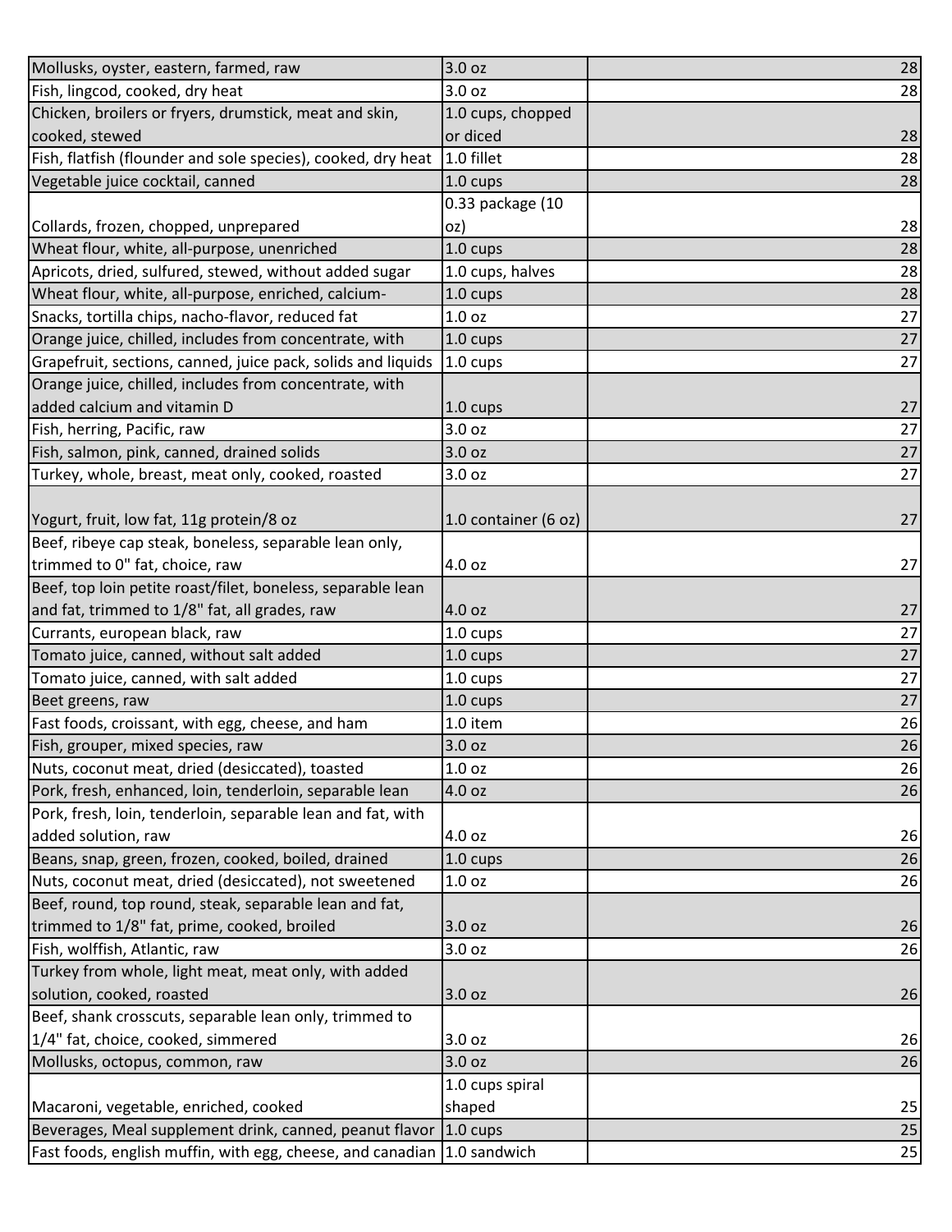| | | |
|---|---|---|
| Mollusks, oyster, eastern, farmed, raw | 3.0 oz | 28 |
| Fish, lingcod, cooked, dry heat | 3.0 oz | 28 |
| Chicken, broilers or fryers, drumstick, meat and skin, cooked, stewed | 1.0 cups, chopped or diced | 28 |
| Fish, flatfish (flounder and sole species), cooked, dry heat | 1.0 fillet | 28 |
| Vegetable juice cocktail, canned | 1.0 cups | 28 |
| Collards, frozen, chopped, unprepared | 0.33 package (10 oz) | 28 |
| Wheat flour, white, all-purpose, unenriched | 1.0 cups | 28 |
| Apricots, dried, sulfured, stewed, without added sugar | 1.0 cups, halves | 28 |
| Wheat flour, white, all-purpose, enriched, calcium- | 1.0 cups | 28 |
| Snacks, tortilla chips, nacho-flavor, reduced fat | 1.0 oz | 27 |
| Orange juice, chilled, includes from concentrate, with | 1.0 cups | 27 |
| Grapefruit, sections, canned, juice pack, solids and liquids | 1.0 cups | 27 |
| Orange juice, chilled, includes from concentrate, with added calcium and vitamin D | 1.0 cups | 27 |
| Fish, herring, Pacific, raw | 3.0 oz | 27 |
| Fish, salmon, pink, canned, drained solids | 3.0 oz | 27 |
| Turkey, whole, breast, meat only, cooked, roasted | 3.0 oz | 27 |
| Yogurt, fruit, low fat, 11g protein/8 oz | 1.0 container (6 oz) | 27 |
| Beef, ribeye cap steak, boneless, separable lean only, trimmed to 0" fat, choice, raw | 4.0 oz | 27 |
| Beef, top loin petite roast/filet, boneless, separable lean and fat, trimmed to 1/8" fat, all grades, raw | 4.0 oz | 27 |
| Currants, european black, raw | 1.0 cups | 27 |
| Tomato juice, canned, without salt added | 1.0 cups | 27 |
| Tomato juice, canned, with salt added | 1.0 cups | 27 |
| Beet greens, raw | 1.0 cups | 27 |
| Fast foods, croissant, with egg, cheese, and ham | 1.0 item | 26 |
| Fish, grouper, mixed species, raw | 3.0 oz | 26 |
| Nuts, coconut meat, dried (desiccated), toasted | 1.0 oz | 26 |
| Pork, fresh, enhanced, loin, tenderloin, separable lean | 4.0 oz | 26 |
| Pork, fresh, loin, tenderloin, separable lean and fat, with added solution, raw | 4.0 oz | 26 |
| Beans, snap, green, frozen, cooked, boiled, drained | 1.0 cups | 26 |
| Nuts, coconut meat, dried (desiccated), not sweetened | 1.0 oz | 26 |
| Beef, round, top round, steak, separable lean and fat, trimmed to 1/8" fat, prime, cooked, broiled | 3.0 oz | 26 |
| Fish, wolffish, Atlantic, raw | 3.0 oz | 26 |
| Turkey from whole, light meat, meat only, with added solution, cooked, roasted | 3.0 oz | 26 |
| Beef, shank crosscuts, separable lean only, trimmed to 1/4" fat, choice, cooked, simmered | 3.0 oz | 26 |
| Mollusks, octopus, common, raw | 3.0 oz | 26 |
| Macaroni, vegetable, enriched, cooked | 1.0 cups spiral shaped | 25 |
| Beverages, Meal supplement drink, canned, peanut flavor | 1.0 cups | 25 |
| Fast foods, english muffin, with egg, cheese, and canadian | 1.0 sandwich | 25 |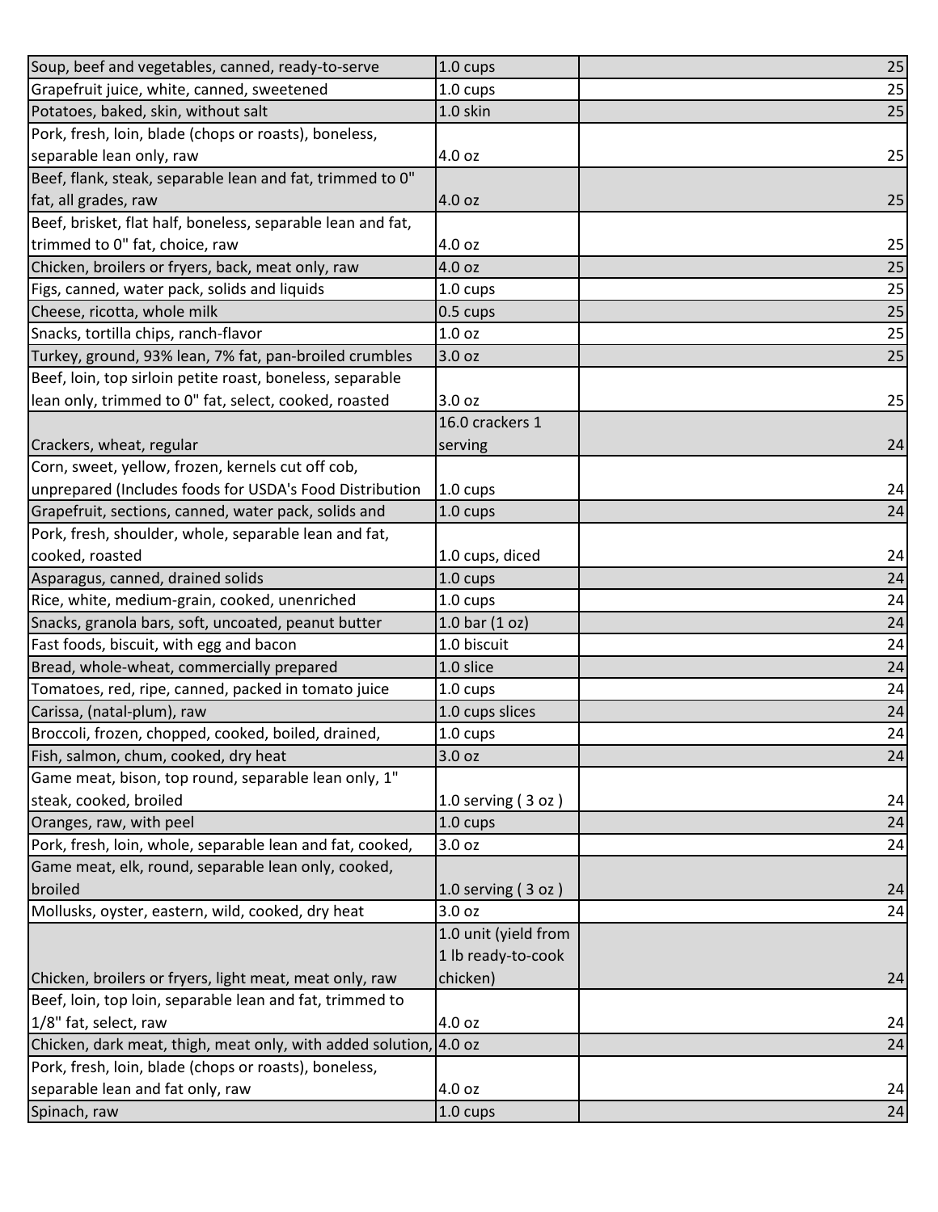| | | |
|---|---|---|
| Soup, beef and vegetables, canned, ready-to-serve | 1.0 cups | 25 |
| Grapefruit juice, white, canned, sweetened | 1.0 cups | 25 |
| Potatoes, baked, skin, without salt | 1.0 skin | 25 |
| Pork, fresh, loin, blade (chops or roasts), boneless, separable lean only, raw | 4.0 oz | 25 |
| Beef, flank, steak, separable lean and fat, trimmed to 0" fat, all grades, raw | 4.0 oz | 25 |
| Beef, brisket, flat half, boneless, separable lean and fat, trimmed to 0" fat, choice, raw | 4.0 oz | 25 |
| Chicken, broilers or fryers, back, meat only, raw | 4.0 oz | 25 |
| Figs, canned, water pack, solids and liquids | 1.0 cups | 25 |
| Cheese, ricotta, whole milk | 0.5 cups | 25 |
| Snacks, tortilla chips, ranch-flavor | 1.0 oz | 25 |
| Turkey, ground, 93% lean, 7% fat, pan-broiled crumbles | 3.0 oz | 25 |
| Beef, loin, top sirloin petite roast, boneless, separable lean only, trimmed to 0" fat, select, cooked, roasted | 3.0 oz | 25 |
| Crackers, wheat, regular | 16.0 crackers 1 serving | 24 |
| Corn, sweet, yellow, frozen, kernels cut off cob, unprepared (Includes foods for USDA's Food Distribution | 1.0 cups | 24 |
| Grapefruit, sections, canned, water pack, solids and | 1.0 cups | 24 |
| Pork, fresh, shoulder, whole, separable lean and fat, cooked, roasted | 1.0 cups, diced | 24 |
| Asparagus, canned, drained solids | 1.0 cups | 24 |
| Rice, white, medium-grain, cooked, unenriched | 1.0 cups | 24 |
| Snacks, granola bars, soft, uncoated, peanut butter | 1.0 bar (1 oz) | 24 |
| Fast foods, biscuit, with egg and bacon | 1.0 biscuit | 24 |
| Bread, whole-wheat, commercially prepared | 1.0 slice | 24 |
| Tomatoes, red, ripe, canned, packed in tomato juice | 1.0 cups | 24 |
| Carissa, (natal-plum), raw | 1.0 cups slices | 24 |
| Broccoli, frozen, chopped, cooked, boiled, drained, | 1.0 cups | 24 |
| Fish, salmon, chum, cooked, dry heat | 3.0 oz | 24 |
| Game meat, bison, top round, separable lean only, 1" steak, cooked, broiled | 1.0 serving ( 3 oz ) | 24 |
| Oranges, raw, with peel | 1.0 cups | 24 |
| Pork, fresh, loin, whole, separable lean and fat, cooked, | 3.0 oz | 24 |
| Game meat, elk, round, separable lean only, cooked, broiled | 1.0 serving ( 3 oz ) | 24 |
| Mollusks, oyster, eastern, wild, cooked, dry heat | 3.0 oz | 24 |
| Chicken, broilers or fryers, light meat, meat only, raw | 1.0 unit (yield from 1 lb ready-to-cook chicken) | 24 |
| Beef, loin, top loin, separable lean and fat, trimmed to 1/8" fat, select, raw | 4.0 oz | 24 |
| Chicken, dark meat, thigh, meat only, with added solution, | 4.0 oz | 24 |
| Pork, fresh, loin, blade (chops or roasts), boneless, separable lean and fat only, raw | 4.0 oz | 24 |
| Spinach, raw | 1.0 cups | 24 |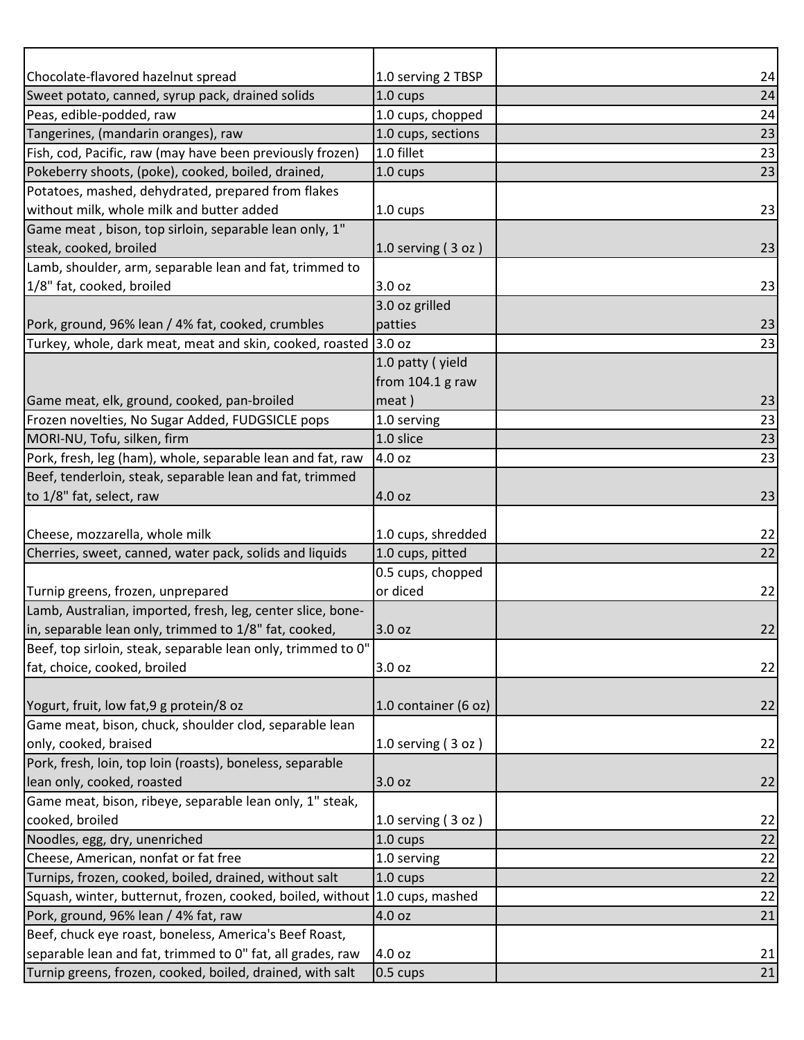| | | |
|---|---|---|
| Chocolate-flavored hazelnut spread | 1.0 serving 2 TBSP | 24 |
| Sweet potato, canned, syrup pack, drained solids | 1.0 cups | 24 |
| Peas, edible-podded, raw | 1.0 cups, chopped | 24 |
| Tangerines, (mandarin oranges), raw | 1.0 cups, sections | 23 |
| Fish, cod, Pacific, raw (may have been previously frozen) | 1.0 fillet | 23 |
| Pokeberry shoots, (poke), cooked, boiled, drained, | 1.0 cups | 23 |
| Potatoes, mashed, dehydrated, prepared from flakes without milk, whole milk and butter added | 1.0 cups | 23 |
| Game meat , bison, top sirloin, separable lean only, 1" steak, cooked, broiled | 1.0 serving ( 3 oz ) | 23 |
| Lamb, shoulder, arm, separable lean and fat, trimmed to 1/8" fat, cooked, broiled | 3.0 oz | 23 |
| Pork, ground, 96% lean / 4% fat, cooked, crumbles | 3.0 oz grilled patties | 23 |
| Turkey, whole, dark meat, meat and skin, cooked, roasted | 3.0 oz | 23 |
| Game meat, elk, ground, cooked, pan-broiled | 1.0 patty ( yield from 104.1 g raw meat ) | 23 |
| Frozen novelties, No Sugar Added, FUDGSICLE pops | 1.0 serving | 23 |
| MORI-NU, Tofu, silken, firm | 1.0 slice | 23 |
| Pork, fresh, leg (ham), whole, separable lean and fat, raw | 4.0 oz | 23 |
| Beef, tenderloin, steak, separable lean and fat, trimmed to 1/8" fat, select, raw | 4.0 oz | 23 |
| Cheese, mozzarella, whole milk | 1.0 cups, shredded | 22 |
| Cherries, sweet, canned, water pack, solids and liquids | 1.0 cups, pitted | 22 |
| Turnip greens, frozen, unprepared | 0.5 cups, chopped or diced | 22 |
| Lamb, Australian, imported, fresh, leg, center slice, bone-in, separable lean only, trimmed to 1/8" fat, cooked, | 3.0 oz | 22 |
| Beef, top sirloin, steak, separable lean only, trimmed to 0" fat, choice, cooked, broiled | 3.0 oz | 22 |
| Yogurt, fruit, low fat,9 g protein/8 oz | 1.0 container (6 oz) | 22 |
| Game meat, bison, chuck, shoulder clod, separable lean only, cooked, braised | 1.0 serving ( 3 oz ) | 22 |
| Pork, fresh, loin, top loin (roasts), boneless, separable lean only, cooked, roasted | 3.0 oz | 22 |
| Game meat, bison, ribeye, separable lean only, 1" steak, cooked, broiled | 1.0 serving ( 3 oz ) | 22 |
| Noodles, egg, dry, unenriched | 1.0 cups | 22 |
| Cheese, American, nonfat or fat free | 1.0 serving | 22 |
| Turnips, frozen, cooked, boiled, drained, without salt | 1.0 cups | 22 |
| Squash, winter, butternut, frozen, cooked, boiled, without | 1.0 cups, mashed | 22 |
| Pork, ground, 96% lean / 4% fat, raw | 4.0 oz | 21 |
| Beef, chuck eye roast, boneless, America's Beef Roast, separable lean and fat, trimmed to 0" fat, all grades, raw | 4.0 oz | 21 |
| Turnip greens, frozen, cooked, boiled, drained, with salt | 0.5 cups | 21 |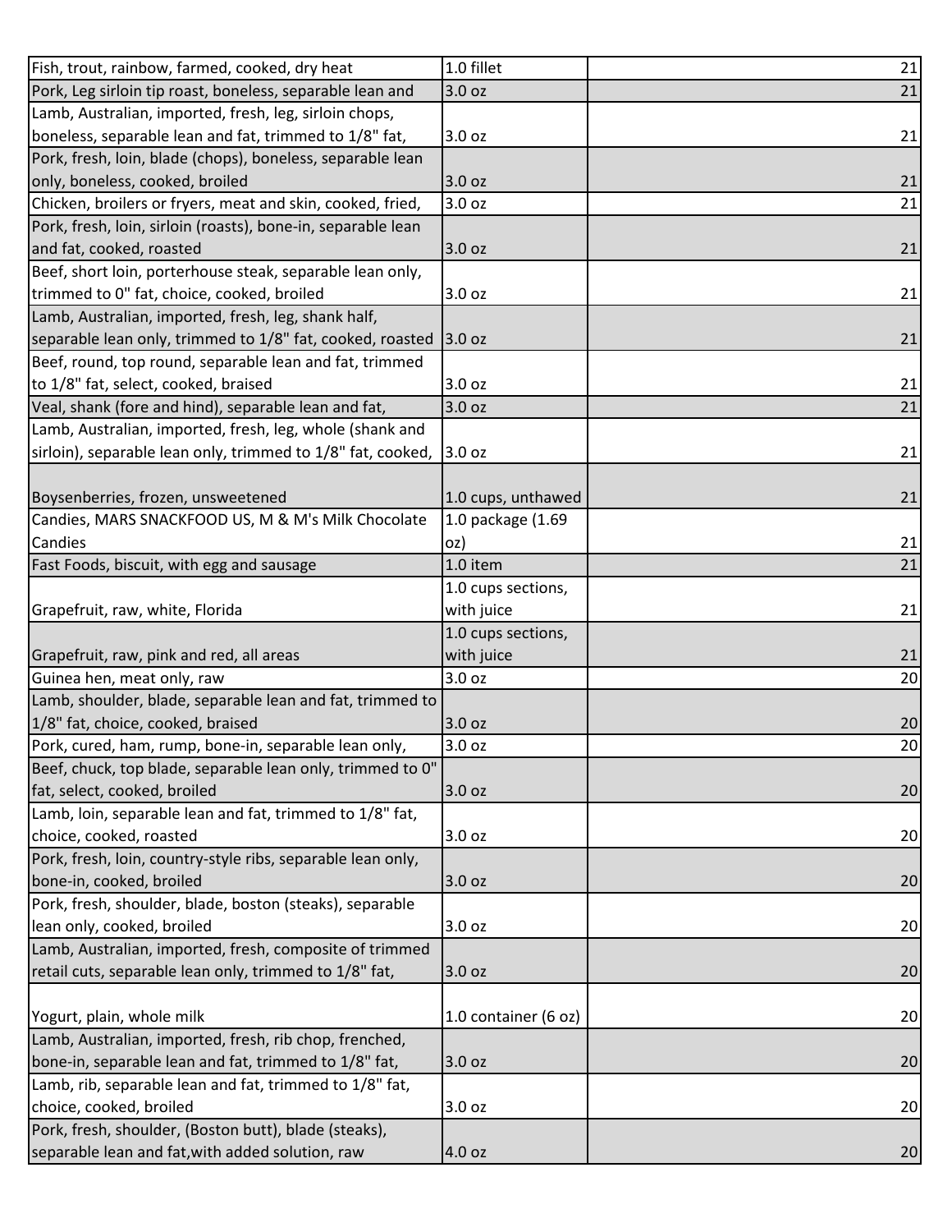| | | |
|---|---|---|
| Fish, trout, rainbow, farmed, cooked, dry heat | 1.0 fillet | 21 |
| Pork, Leg sirloin tip roast, boneless, separable lean and | 3.0 oz | 21 |
| Lamb, Australian, imported, fresh, leg, sirloin chops, boneless, separable lean and fat, trimmed to 1/8" fat, | 3.0 oz | 21 |
| Pork, fresh, loin, blade (chops), boneless, separable lean only, boneless, cooked, broiled | 3.0 oz | 21 |
| Chicken, broilers or fryers, meat and skin, cooked, fried, | 3.0 oz | 21 |
| Pork, fresh, loin, sirloin (roasts), bone-in, separable lean and fat, cooked, roasted | 3.0 oz | 21 |
| Beef, short loin, porterhouse steak, separable lean only, trimmed to 0" fat, choice, cooked, broiled | 3.0 oz | 21 |
| Lamb, Australian, imported, fresh, leg, shank half, separable lean only, trimmed to 1/8" fat, cooked, roasted | 3.0 oz | 21 |
| Beef, round, top round, separable lean and fat, trimmed to 1/8" fat, select, cooked, braised | 3.0 oz | 21 |
| Veal, shank (fore and hind), separable lean and fat, | 3.0 oz | 21 |
| Lamb, Australian, imported, fresh, leg, whole (shank and sirloin), separable lean only, trimmed to 1/8" fat, cooked, | 3.0 oz | 21 |
| Boysenberries, frozen, unsweetened | 1.0 cups, unthawed | 21 |
| Candies, MARS SNACKFOOD US, M & M's Milk Chocolate Candies | 1.0 package (1.69 oz) | 21 |
| Fast Foods, biscuit, with egg and sausage | 1.0 item | 21 |
| Grapefruit, raw, white, Florida | 1.0 cups sections, with juice | 21 |
| Grapefruit, raw, pink and red, all areas | 1.0 cups sections, with juice | 21 |
| Guinea hen, meat only, raw | 3.0 oz | 20 |
| Lamb, shoulder, blade, separable lean and fat, trimmed to 1/8" fat, choice, cooked, braised | 3.0 oz | 20 |
| Pork, cured, ham, rump, bone-in, separable lean only, | 3.0 oz | 20 |
| Beef, chuck, top blade, separable lean only, trimmed to 0" fat, select, cooked, broiled | 3.0 oz | 20 |
| Lamb, loin, separable lean and fat, trimmed to 1/8" fat, choice, cooked, roasted | 3.0 oz | 20 |
| Pork, fresh, loin, country-style ribs, separable lean only, bone-in, cooked, broiled | 3.0 oz | 20 |
| Pork, fresh, shoulder, blade, boston (steaks), separable lean only, cooked, broiled | 3.0 oz | 20 |
| Lamb, Australian, imported, fresh, composite of trimmed retail cuts, separable lean only, trimmed to 1/8" fat, | 3.0 oz | 20 |
| Yogurt, plain, whole milk | 1.0 container (6 oz) | 20 |
| Lamb, Australian, imported, fresh, rib chop, frenched, bone-in, separable lean and fat, trimmed to 1/8" fat, | 3.0 oz | 20 |
| Lamb, rib, separable lean and fat, trimmed to 1/8" fat, choice, cooked, broiled | 3.0 oz | 20 |
| Pork, fresh, shoulder, (Boston butt), blade (steaks), separable lean and fat,with added solution, raw | 4.0 oz | 20 |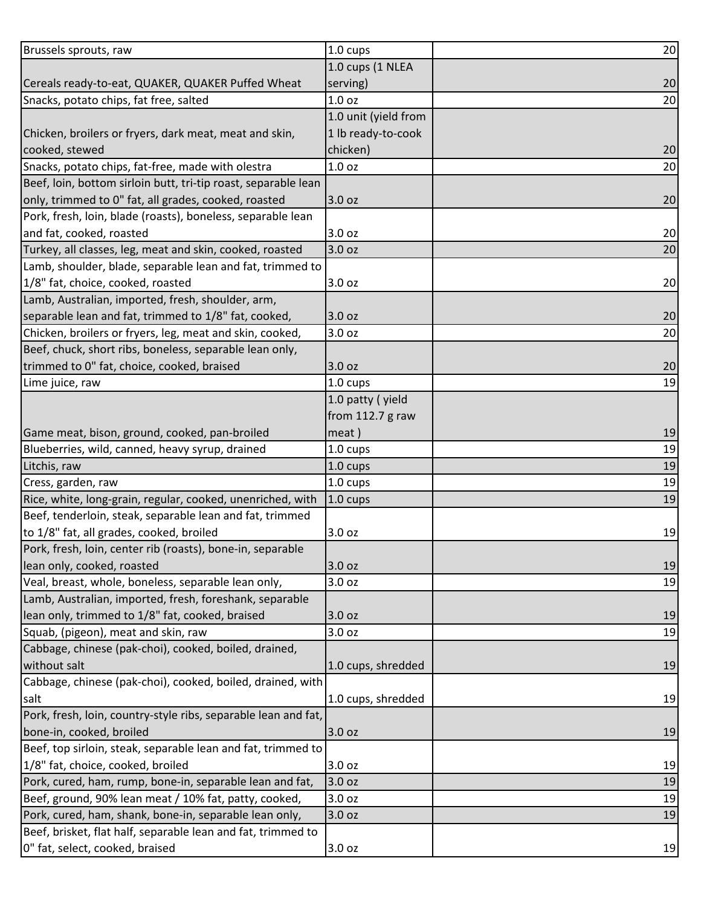| | | |
|---|---|---|
| Brussels sprouts, raw | 1.0 cups | 20 |
| Cereals ready-to-eat, QUAKER, QUAKER Puffed Wheat | 1.0 cups (1 NLEA serving) | 20 |
| Snacks, potato chips, fat free, salted | 1.0 oz | 20 |
| Chicken, broilers or fryers, dark meat, meat and skin, cooked, stewed | 1.0 unit (yield from 1 lb ready-to-cook chicken) | 20 |
| Snacks, potato chips, fat-free, made with olestra | 1.0 oz | 20 |
| Beef, loin, bottom sirloin butt, tri-tip roast, separable lean only, trimmed to 0" fat, all grades, cooked, roasted | 3.0 oz | 20 |
| Pork, fresh, loin, blade (roasts), boneless, separable lean and fat, cooked, roasted | 3.0 oz | 20 |
| Turkey, all classes, leg, meat and skin, cooked, roasted | 3.0 oz | 20 |
| Lamb, shoulder, blade, separable lean and fat, trimmed to 1/8" fat, choice, cooked, roasted | 3.0 oz | 20 |
| Lamb, Australian, imported, fresh, shoulder, arm, separable lean and fat, trimmed to 1/8" fat, cooked, | 3.0 oz | 20 |
| Chicken, broilers or fryers, leg, meat and skin, cooked, | 3.0 oz | 20 |
| Beef, chuck, short ribs, boneless, separable lean only, trimmed to 0" fat, choice, cooked, braised | 3.0 oz | 20 |
| Lime juice, raw | 1.0 cups | 19 |
| Game meat, bison, ground, cooked, pan-broiled | 1.0 patty ( yield from 112.7 g raw meat ) | 19 |
| Blueberries, wild, canned, heavy syrup, drained | 1.0 cups | 19 |
| Litchis, raw | 1.0 cups | 19 |
| Cress, garden, raw | 1.0 cups | 19 |
| Rice, white, long-grain, regular, cooked, unenriched, with | 1.0 cups | 19 |
| Beef, tenderloin, steak, separable lean and fat, trimmed to 1/8" fat, all grades, cooked, broiled | 3.0 oz | 19 |
| Pork, fresh, loin, center rib (roasts), bone-in, separable lean only, cooked, roasted | 3.0 oz | 19 |
| Veal, breast, whole, boneless, separable lean only, | 3.0 oz | 19 |
| Lamb, Australian, imported, fresh, foreshank, separable lean only, trimmed to 1/8" fat, cooked, braised | 3.0 oz | 19 |
| Squab, (pigeon), meat and skin, raw | 3.0 oz | 19 |
| Cabbage, chinese (pak-choi), cooked, boiled, drained, without salt | 1.0 cups, shredded | 19 |
| Cabbage, chinese (pak-choi), cooked, boiled, drained, with salt | 1.0 cups, shredded | 19 |
| Pork, fresh, loin, country-style ribs, separable lean and fat, bone-in, cooked, broiled | 3.0 oz | 19 |
| Beef, top sirloin, steak, separable lean and fat, trimmed to 1/8" fat, choice, cooked, broiled | 3.0 oz | 19 |
| Pork, cured, ham, rump, bone-in, separable lean and fat, | 3.0 oz | 19 |
| Beef, ground, 90% lean meat / 10% fat, patty, cooked, | 3.0 oz | 19 |
| Pork, cured, ham, shank, bone-in, separable lean only, | 3.0 oz | 19 |
| Beef, brisket, flat half, separable lean and fat, trimmed to 0" fat, select, cooked, braised | 3.0 oz | 19 |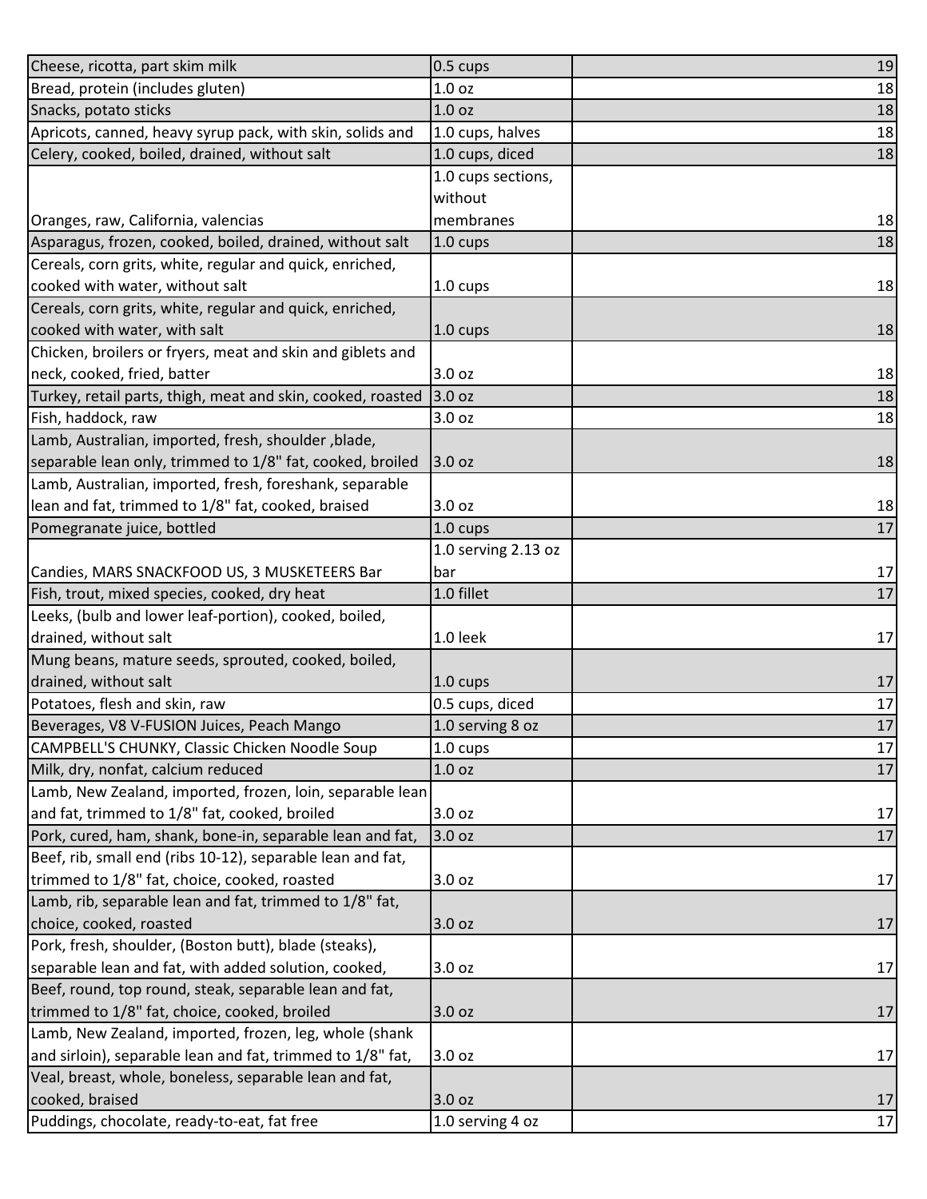| | | |
|---|---|---|
| Cheese, ricotta, part skim milk | 0.5 cups | 19 |
| Bread, protein (includes gluten) | 1.0 oz | 18 |
| Snacks, potato sticks | 1.0 oz | 18 |
| Apricots, canned, heavy syrup pack, with skin, solids and | 1.0 cups, halves | 18 |
| Celery, cooked, boiled, drained, without salt | 1.0 cups, diced | 18 |
| Oranges, raw, California, valencias | 1.0 cups sections, without membranes | 18 |
| Asparagus, frozen, cooked, boiled, drained, without salt | 1.0 cups | 18 |
| Cereals, corn grits, white, regular and quick, enriched, cooked with water, without salt | 1.0 cups | 18 |
| Cereals, corn grits, white, regular and quick, enriched, cooked with water, with salt | 1.0 cups | 18 |
| Chicken, broilers or fryers, meat and skin and giblets and neck, cooked, fried, batter | 3.0 oz | 18 |
| Turkey, retail parts, thigh, meat and skin, cooked, roasted | 3.0 oz | 18 |
| Fish, haddock, raw | 3.0 oz | 18 |
| Lamb, Australian, imported, fresh, shoulder ,blade, separable lean only, trimmed to 1/8" fat, cooked, broiled | 3.0 oz | 18 |
| Lamb, Australian, imported, fresh, foreshank, separable lean and fat, trimmed to 1/8" fat, cooked, braised | 3.0 oz | 18 |
| Pomegranate juice, bottled | 1.0 cups | 17 |
| Candies, MARS SNACKFOOD US, 3 MUSKETEERS Bar | 1.0 serving 2.13 oz bar | 17 |
| Fish, trout, mixed species, cooked, dry heat | 1.0 fillet | 17 |
| Leeks, (bulb and lower leaf-portion), cooked, boiled, drained, without salt | 1.0 leek | 17 |
| Mung beans, mature seeds, sprouted, cooked, boiled, drained, without salt | 1.0 cups | 17 |
| Potatoes, flesh and skin, raw | 0.5 cups, diced | 17 |
| Beverages, V8 V-FUSION Juices, Peach Mango | 1.0 serving 8 oz | 17 |
| CAMPBELL'S CHUNKY, Classic Chicken Noodle Soup | 1.0 cups | 17 |
| Milk, dry, nonfat, calcium reduced | 1.0 oz | 17 |
| Lamb, New Zealand, imported, frozen, loin, separable lean and fat, trimmed to 1/8" fat, cooked, broiled | 3.0 oz | 17 |
| Pork, cured, ham, shank, bone-in, separable lean and fat, | 3.0 oz | 17 |
| Beef, rib, small end (ribs 10-12), separable lean and fat, trimmed to 1/8" fat, choice, cooked, roasted | 3.0 oz | 17 |
| Lamb, rib, separable lean and fat, trimmed to 1/8" fat, choice, cooked, roasted | 3.0 oz | 17 |
| Pork, fresh, shoulder, (Boston butt), blade (steaks), separable lean and fat, with added solution, cooked, | 3.0 oz | 17 |
| Beef, round, top round, steak, separable lean and fat, trimmed to 1/8" fat, choice, cooked, broiled | 3.0 oz | 17 |
| Lamb, New Zealand, imported, frozen, leg, whole (shank and sirloin), separable lean and fat, trimmed to 1/8" fat, | 3.0 oz | 17 |
| Veal, breast, whole, boneless, separable lean and fat, cooked, braised | 3.0 oz | 17 |
| Puddings, chocolate, ready-to-eat, fat free | 1.0 serving 4 oz | 17 |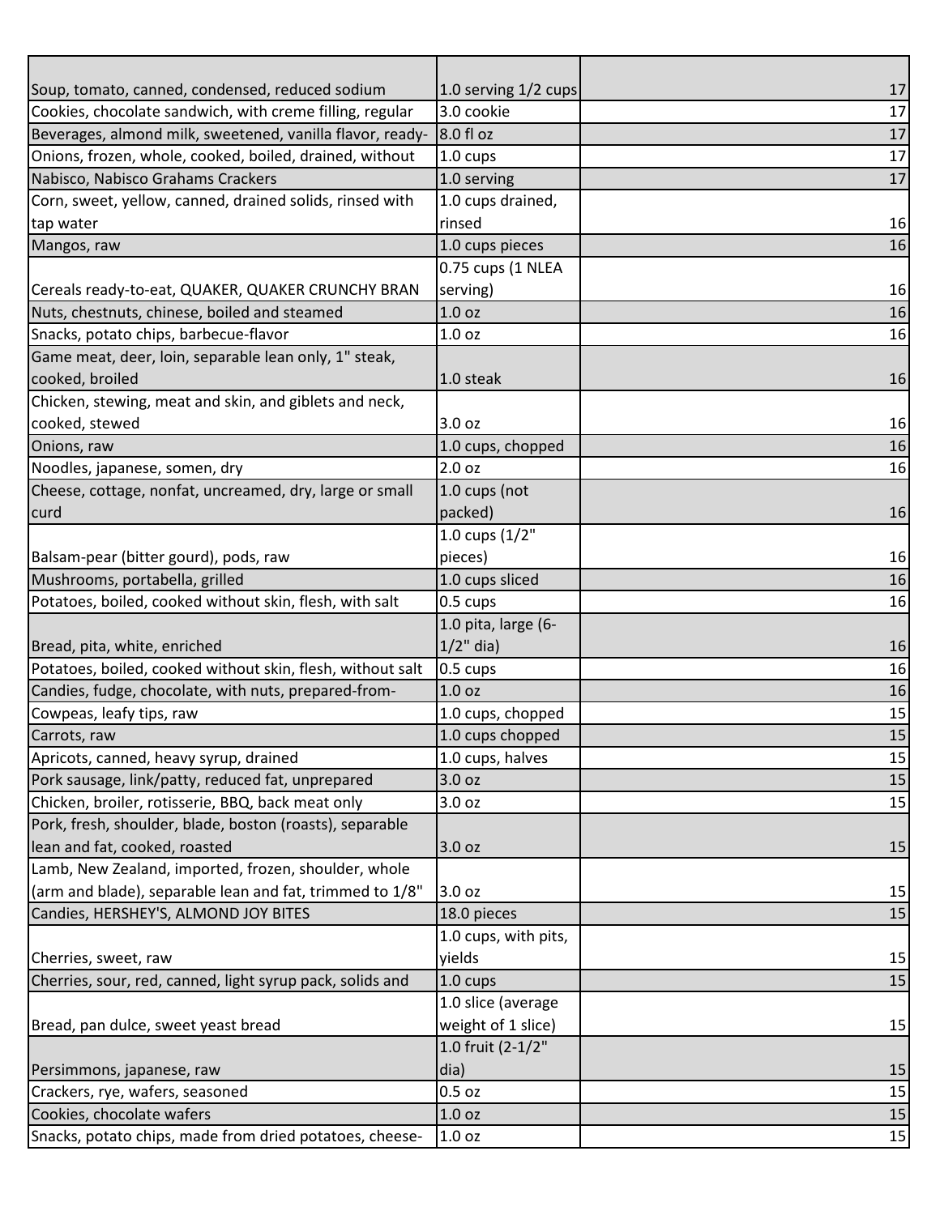| | | |
|---|---|---|
| Soup, tomato, canned, condensed, reduced sodium | 1.0 serving 1/2 cups | 17 |
| Cookies, chocolate sandwich, with creme filling, regular | 3.0 cookie | 17 |
| Beverages, almond milk, sweetened, vanilla flavor, ready- | 8.0 fl oz | 17 |
| Onions, frozen, whole, cooked, boiled, drained, without | 1.0 cups | 17 |
| Nabisco, Nabisco Grahams Crackers | 1.0 serving | 17 |
| Corn, sweet, yellow, canned, drained solids, rinsed with tap water | 1.0 cups drained, rinsed | 16 |
| Mangos, raw | 1.0 cups pieces | 16 |
| Cereals ready-to-eat, QUAKER, QUAKER CRUNCHY BRAN | 0.75 cups (1 NLEA serving) | 16 |
| Nuts, chestnuts, chinese, boiled and steamed | 1.0 oz | 16 |
| Snacks, potato chips, barbecue-flavor | 1.0 oz | 16 |
| Game meat, deer, loin, separable lean only, 1" steak, cooked, broiled | 1.0 steak | 16 |
| Chicken, stewing, meat and skin, and giblets and neck, cooked, stewed | 3.0 oz | 16 |
| Onions, raw | 1.0 cups, chopped | 16 |
| Noodles, japanese, somen, dry | 2.0 oz | 16 |
| Cheese, cottage, nonfat, uncreamed, dry, large or small curd | 1.0 cups (not packed) | 16 |
| Balsam-pear (bitter gourd), pods, raw | 1.0 cups (1/2" pieces) | 16 |
| Mushrooms, portabella, grilled | 1.0 cups sliced | 16 |
| Potatoes, boiled, cooked without skin, flesh, with salt | 0.5 cups | 16 |
| Bread, pita, white, enriched | 1.0 pita, large (6-1/2" dia) | 16 |
| Potatoes, boiled, cooked without skin, flesh, without salt | 0.5 cups | 16 |
| Candies, fudge, chocolate, with nuts, prepared-from- | 1.0 oz | 16 |
| Cowpeas, leafy tips, raw | 1.0 cups, chopped | 15 |
| Carrots, raw | 1.0 cups chopped | 15 |
| Apricots, canned, heavy syrup, drained | 1.0 cups, halves | 15 |
| Pork sausage, link/patty, reduced fat, unprepared | 3.0 oz | 15 |
| Chicken, broiler, rotisserie, BBQ, back meat only | 3.0 oz | 15 |
| Pork, fresh, shoulder, blade, boston (roasts), separable lean and fat, cooked, roasted | 3.0 oz | 15 |
| Lamb, New Zealand, imported, frozen, shoulder, whole (arm and blade), separable lean and fat, trimmed to 1/8" | 3.0 oz | 15 |
| Candies, HERSHEY'S, ALMOND JOY BITES | 18.0 pieces | 15 |
| Cherries, sweet, raw | 1.0 cups, with pits, yields | 15 |
| Cherries, sour, red, canned, light syrup pack, solids and | 1.0 cups | 15 |
| Bread, pan dulce, sweet yeast bread | 1.0 slice (average weight of 1 slice) | 15 |
| Persimmons, japanese, raw | 1.0 fruit (2-1/2" dia) | 15 |
| Crackers, rye, wafers, seasoned | 0.5 oz | 15 |
| Cookies, chocolate wafers | 1.0 oz | 15 |
| Snacks, potato chips, made from dried potatoes, cheese- | 1.0 oz | 15 |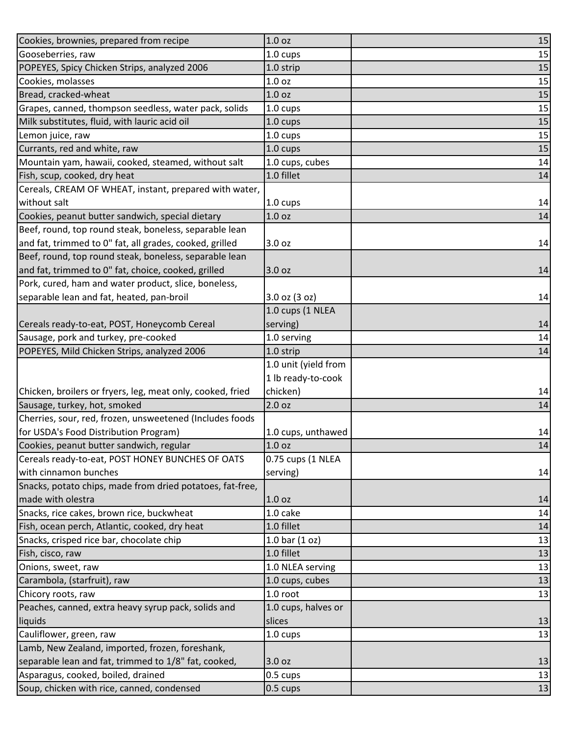| | | |
|---|---|---|
| Cookies, brownies, prepared from recipe | 1.0 oz | 15 |
| Gooseberries, raw | 1.0 cups | 15 |
| POPEYES, Spicy Chicken Strips, analyzed 2006 | 1.0 strip | 15 |
| Cookies, molasses | 1.0 oz | 15 |
| Bread, cracked-wheat | 1.0 oz | 15 |
| Grapes, canned, thompson seedless, water pack, solids | 1.0 cups | 15 |
| Milk substitutes, fluid, with lauric acid oil | 1.0 cups | 15 |
| Lemon juice, raw | 1.0 cups | 15 |
| Currants, red and white, raw | 1.0 cups | 15 |
| Mountain yam, hawaii, cooked, steamed, without salt | 1.0 cups, cubes | 14 |
| Fish, scup, cooked, dry heat | 1.0 fillet | 14 |
| Cereals, CREAM OF WHEAT, instant, prepared with water, without salt | 1.0 cups | 14 |
| Cookies, peanut butter sandwich, special dietary | 1.0 oz | 14 |
| Beef, round, top round steak, boneless, separable lean and fat, trimmed to 0" fat, all grades, cooked, grilled | 3.0 oz | 14 |
| Beef, round, top round steak, boneless, separable lean and fat, trimmed to 0" fat, choice, cooked, grilled | 3.0 oz | 14 |
| Pork, cured, ham and water product, slice, boneless, separable lean and fat, heated, pan-broil | 3.0 oz (3 oz) | 14 |
| Cereals ready-to-eat, POST, Honeycomb Cereal | 1.0 cups (1 NLEA serving) | 14 |
| Sausage, pork and turkey, pre-cooked | 1.0 serving | 14 |
| POPEYES, Mild Chicken Strips, analyzed 2006 | 1.0 strip | 14 |
| Chicken, broilers or fryers, leg, meat only, cooked, fried | 1.0 unit (yield from 1 lb ready-to-cook chicken) | 14 |
| Sausage, turkey, hot, smoked | 2.0 oz | 14 |
| Cherries, sour, red, frozen, unsweetened (Includes foods for USDA's Food Distribution Program) | 1.0 cups, unthawed | 14 |
| Cookies, peanut butter sandwich, regular | 1.0 oz | 14 |
| Cereals ready-to-eat, POST HONEY BUNCHES OF OATS with cinnamon bunches | 0.75 cups (1 NLEA serving) | 14 |
| Snacks, potato chips, made from dried potatoes, fat-free, made with olestra | 1.0 oz | 14 |
| Snacks, rice cakes, brown rice, buckwheat | 1.0 cake | 14 |
| Fish, ocean perch, Atlantic, cooked, dry heat | 1.0 fillet | 14 |
| Snacks, crisped rice bar, chocolate chip | 1.0 bar (1 oz) | 13 |
| Fish, cisco, raw | 1.0 fillet | 13 |
| Onions, sweet, raw | 1.0 NLEA serving | 13 |
| Carambola, (starfruit), raw | 1.0 cups, cubes | 13 |
| Chicory roots, raw | 1.0 root | 13 |
| Peaches, canned, extra heavy syrup pack, solids and liquids | 1.0 cups, halves or slices | 13 |
| Cauliflower, green, raw | 1.0 cups | 13 |
| Lamb, New Zealand, imported, frozen, foreshank, separable lean and fat, trimmed to 1/8" fat, cooked, | 3.0 oz | 13 |
| Asparagus, cooked, boiled, drained | 0.5 cups | 13 |
| Soup, chicken with rice, canned, condensed | 0.5 cups | 13 |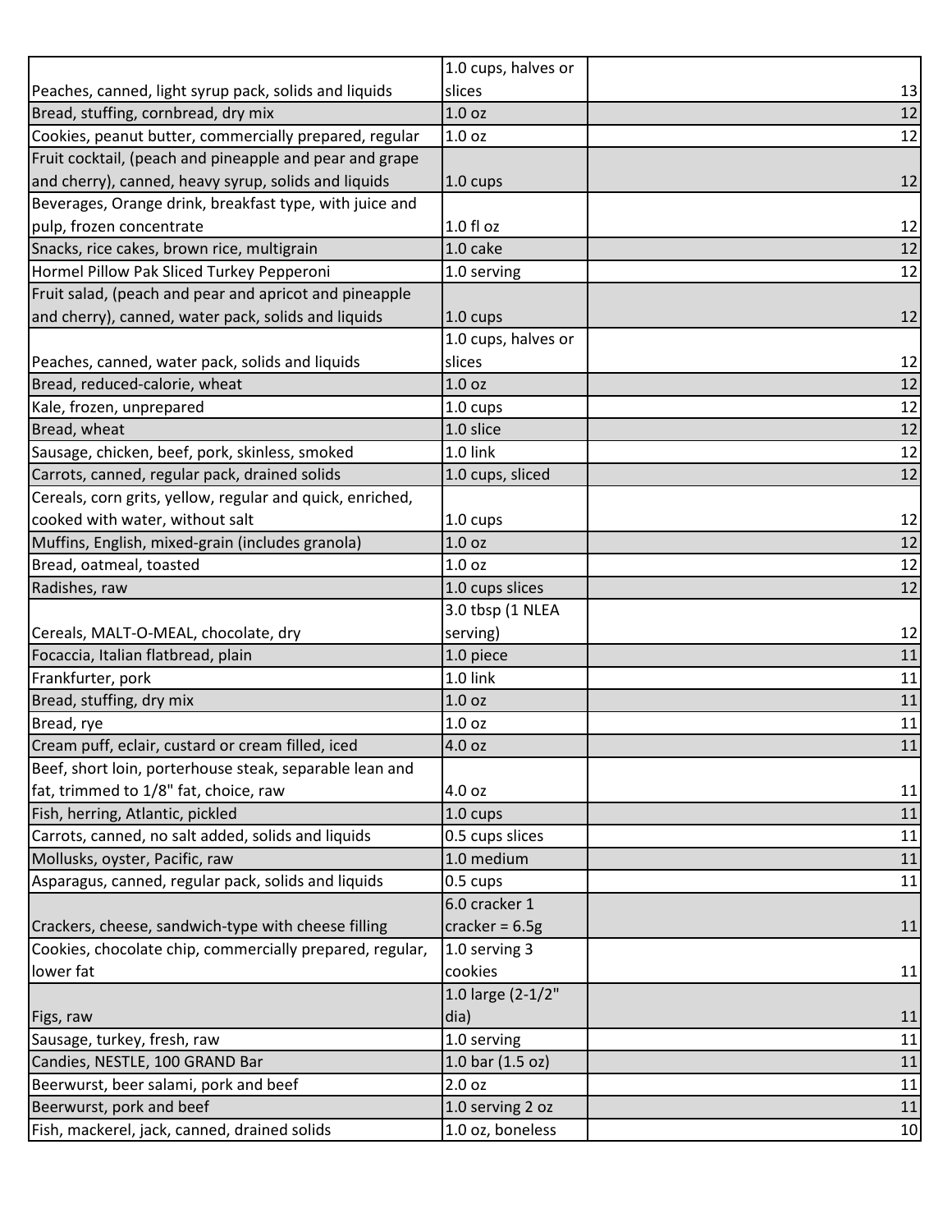| | | |
|---|---|---|
| Peaches, canned, light syrup pack, solids and liquids | 1.0 cups, halves or slices | 13 |
| Bread, stuffing, cornbread, dry mix | 1.0 oz | 12 |
| Cookies, peanut butter, commercially prepared, regular | 1.0 oz | 12 |
| Fruit cocktail, (peach and pineapple and pear and grape and cherry), canned, heavy syrup, solids and liquids | 1.0 cups | 12 |
| Beverages, Orange drink, breakfast type, with juice and pulp, frozen concentrate | 1.0 fl oz | 12 |
| Snacks, rice cakes, brown rice, multigrain | 1.0 cake | 12 |
| Hormel Pillow Pak Sliced Turkey Pepperoni | 1.0 serving | 12 |
| Fruit salad, (peach and pear and apricot and pineapple and cherry), canned, water pack, solids and liquids | 1.0 cups | 12 |
| Peaches, canned, water pack, solids and liquids | 1.0 cups, halves or slices | 12 |
| Bread, reduced-calorie, wheat | 1.0 oz | 12 |
| Kale, frozen, unprepared | 1.0 cups | 12 |
| Bread, wheat | 1.0 slice | 12 |
| Sausage, chicken, beef, pork, skinless, smoked | 1.0 link | 12 |
| Carrots, canned, regular pack, drained solids | 1.0 cups, sliced | 12 |
| Cereals, corn grits, yellow, regular and quick, enriched, cooked with water, without salt | 1.0 cups | 12 |
| Muffins, English, mixed-grain (includes granola) | 1.0 oz | 12 |
| Bread, oatmeal, toasted | 1.0 oz | 12 |
| Radishes, raw | 1.0 cups slices | 12 |
| Cereals, MALT-O-MEAL, chocolate, dry | 3.0 tbsp (1 NLEA serving) | 12 |
| Focaccia, Italian flatbread, plain | 1.0 piece | 11 |
| Frankfurter, pork | 1.0 link | 11 |
| Bread, stuffing, dry mix | 1.0 oz | 11 |
| Bread, rye | 1.0 oz | 11 |
| Cream puff, eclair, custard or cream filled, iced | 4.0 oz | 11 |
| Beef, short loin, porterhouse steak, separable lean and fat, trimmed to 1/8" fat, choice, raw | 4.0 oz | 11 |
| Fish, herring, Atlantic, pickled | 1.0 cups | 11 |
| Carrots, canned, no salt added, solids and liquids | 0.5 cups slices | 11 |
| Mollusks, oyster, Pacific, raw | 1.0 medium | 11 |
| Asparagus, canned, regular pack, solids and liquids | 0.5 cups | 11 |
| Crackers, cheese, sandwich-type with cheese filling | 6.0 cracker 1 cracker = 6.5g | 11 |
| Cookies, chocolate chip, commercially prepared, regular, lower fat | 1.0 serving 3 cookies | 11 |
| Figs, raw | 1.0 large (2-1/2" dia) | 11 |
| Sausage, turkey, fresh, raw | 1.0 serving | 11 |
| Candies, NESTLE, 100 GRAND Bar | 1.0 bar (1.5 oz) | 11 |
| Beerwurst, beer salami, pork and beef | 2.0 oz | 11 |
| Beerwurst, pork and beef | 1.0 serving 2 oz | 11 |
| Fish, mackerel, jack, canned, drained solids | 1.0 oz, boneless | 10 |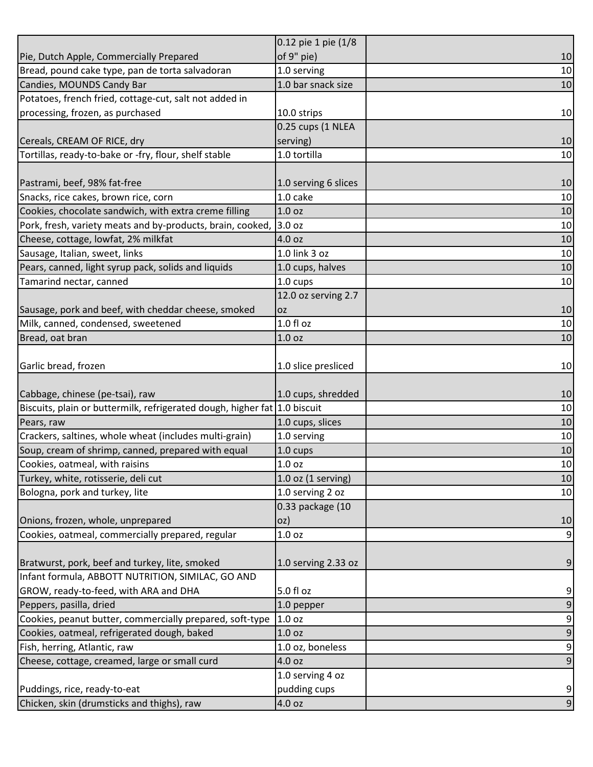| | | |
|---|---|---|
| Pie, Dutch Apple, Commercially Prepared | 0.12 pie 1 pie (1/8 of 9" pie) | 10 |
| Bread, pound cake type, pan de torta salvadoran | 1.0 serving | 10 |
| Candies, MOUNDS Candy Bar | 1.0 bar snack size | 10 |
| Potatoes, french fried, cottage-cut, salt not added in processing, frozen, as purchased | 10.0 strips | 10 |
| Cereals, CREAM OF RICE, dry | 0.25 cups (1 NLEA serving) | 10 |
| Tortillas, ready-to-bake or -fry, flour, shelf stable | 1.0 tortilla | 10 |
| Pastrami, beef, 98% fat-free | 1.0 serving 6 slices | 10 |
| Snacks, rice cakes, brown rice, corn | 1.0 cake | 10 |
| Cookies, chocolate sandwich, with extra creme filling | 1.0 oz | 10 |
| Pork, fresh, variety meats and by-products, brain, cooked, | 3.0 oz | 10 |
| Cheese, cottage, lowfat, 2% milkfat | 4.0 oz | 10 |
| Sausage, Italian, sweet, links | 1.0 link 3 oz | 10 |
| Pears, canned, light syrup pack, solids and liquids | 1.0 cups, halves | 10 |
| Tamarind nectar, canned | 1.0 cups | 10 |
| Sausage, pork and beef, with cheddar cheese, smoked | 12.0 oz serving 2.7 oz | 10 |
| Milk, canned, condensed, sweetened | 1.0 fl oz | 10 |
| Bread, oat bran | 1.0 oz | 10 |
| Garlic bread, frozen | 1.0 slice presliced | 10 |
| Cabbage, chinese (pe-tsai), raw | 1.0 cups, shredded | 10 |
| Biscuits, plain or buttermilk, refrigerated dough, higher fat | 1.0 biscuit | 10 |
| Pears, raw | 1.0 cups, slices | 10 |
| Crackers, saltines, whole wheat (includes multi-grain) | 1.0 serving | 10 |
| Soup, cream of shrimp, canned, prepared with equal | 1.0 cups | 10 |
| Cookies, oatmeal, with raisins | 1.0 oz | 10 |
| Turkey, white, rotisserie, deli cut | 1.0 oz (1 serving) | 10 |
| Bologna, pork and turkey, lite | 1.0 serving 2 oz | 10 |
| Onions, frozen, whole, unprepared | 0.33 package (10 oz) | 10 |
| Cookies, oatmeal, commercially prepared, regular | 1.0 oz | 9 |
| Bratwurst, pork, beef and turkey, lite, smoked | 1.0 serving 2.33 oz | 9 |
| Infant formula, ABBOTT NUTRITION, SIMILAC, GO AND GROW, ready-to-feed, with ARA and DHA | 5.0 fl oz | 9 |
| Peppers, pasilla, dried | 1.0 pepper | 9 |
| Cookies, peanut butter, commercially prepared, soft-type | 1.0 oz | 9 |
| Cookies, oatmeal, refrigerated dough, baked | 1.0 oz | 9 |
| Fish, herring, Atlantic, raw | 1.0 oz, boneless | 9 |
| Cheese, cottage, creamed, large or small curd | 4.0 oz | 9 |
| Puddings, rice, ready-to-eat | 1.0 serving 4 oz pudding cups | 9 |
| Chicken, skin (drumsticks and thighs), raw | 4.0 oz | 9 |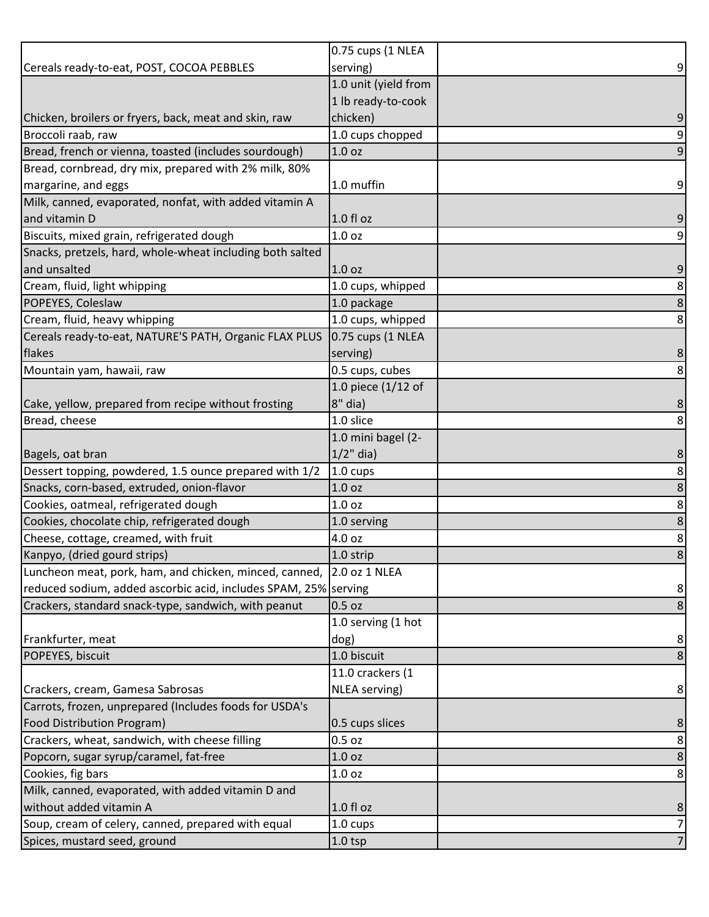| | | | |
|---|---|---|---|
| Cereals ready-to-eat, POST, COCOA PEBBLES | 0.75 cups (1 NLEA serving) | | 9 |
| Chicken, broilers or fryers, back, meat and skin, raw | 1.0 unit (yield from 1 lb ready-to-cook chicken) | | 9 |
| Broccoli raab, raw | 1.0 cups chopped | | 9 |
| Bread, french or vienna, toasted (includes sourdough) | 1.0 oz | | 9 |
| Bread, cornbread, dry mix, prepared with 2% milk, 80% margarine, and eggs | 1.0 muffin | | 9 |
| Milk, canned, evaporated, nonfat, with added vitamin A and vitamin D | 1.0 fl oz | | 9 |
| Biscuits, mixed grain, refrigerated dough | 1.0 oz | | 9 |
| Snacks, pretzels, hard, whole-wheat including both salted and unsalted | 1.0 oz | | 9 |
| Cream, fluid, light whipping | 1.0 cups, whipped | | 8 |
| POPEYES, Coleslaw | 1.0 package | | 8 |
| Cream, fluid, heavy whipping | 1.0 cups, whipped | | 8 |
| Cereals ready-to-eat, NATURE'S PATH, Organic FLAX PLUS flakes | 0.75 cups (1 NLEA serving) | | 8 |
| Mountain yam, hawaii, raw | 0.5 cups, cubes | | 8 |
| Cake, yellow, prepared from recipe without frosting | 1.0 piece (1/12 of 8" dia) | | 8 |
| Bread, cheese | 1.0 slice | | 8 |
| Bagels, oat bran | 1.0 mini bagel (2-1/2" dia) | | 8 |
| Dessert topping, powdered, 1.5 ounce prepared with 1/2 | 1.0 cups | | 8 |
| Snacks, corn-based, extruded, onion-flavor | 1.0 oz | | 8 |
| Cookies, oatmeal, refrigerated dough | 1.0 oz | | 8 |
| Cookies, chocolate chip, refrigerated dough | 1.0 serving | | 8 |
| Cheese, cottage, creamed, with fruit | 4.0 oz | | 8 |
| Kanpyo, (dried gourd strips) | 1.0 strip | | 8 |
| Luncheon meat, pork, ham, and chicken, minced, canned, reduced sodium, added ascorbic acid, includes SPAM, 25% | 2.0 oz 1 NLEA serving | | 8 |
| Crackers, standard snack-type, sandwich, with peanut | 0.5 oz | | 8 |
| Frankfurter, meat | 1.0 serving (1 hot dog) | | 8 |
| POPEYES, biscuit | 1.0 biscuit | | 8 |
| Crackers, cream, Gamesa Sabrosas | 11.0 crackers (1 NLEA serving) | | 8 |
| Carrots, frozen, unprepared (Includes foods for USDA's Food Distribution Program) | 0.5 cups slices | | 8 |
| Crackers, wheat, sandwich, with cheese filling | 0.5 oz | | 8 |
| Popcorn, sugar syrup/caramel, fat-free | 1.0 oz | | 8 |
| Cookies, fig bars | 1.0 oz | | 8 |
| Milk, canned, evaporated, with added vitamin D and without added vitamin A | 1.0 fl oz | | 8 |
| Soup, cream of celery, canned, prepared with equal | 1.0 cups | | 7 |
| Spices, mustard seed, ground | 1.0 tsp | | 7 |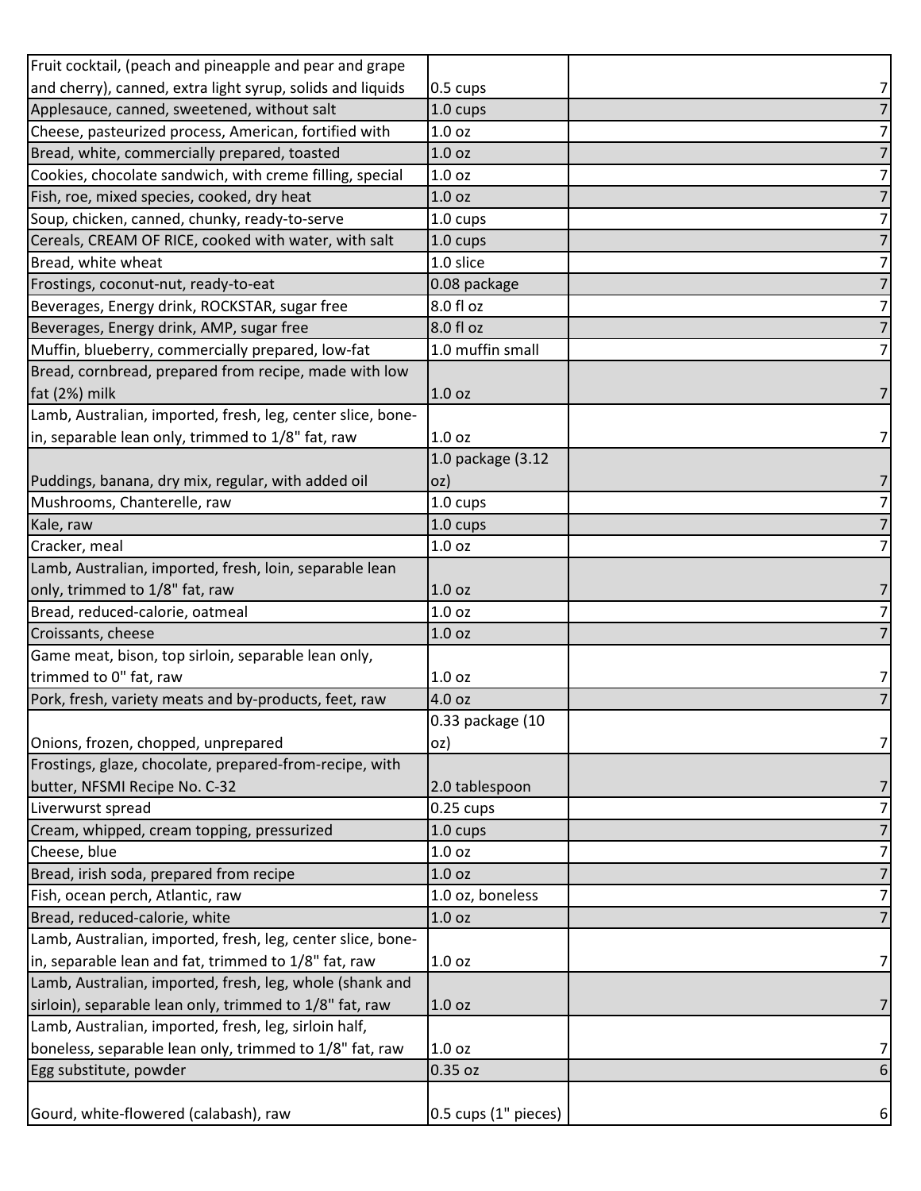| | | |
|---|---|---|
| Fruit cocktail, (peach and pineapple and pear and grape and cherry), canned, extra light syrup, solids and liquids | 0.5 cups | 7 |
| Applesauce, canned, sweetened, without salt | 1.0 cups | 7 |
| Cheese, pasteurized process, American, fortified with | 1.0 oz | 7 |
| Bread, white, commercially prepared, toasted | 1.0 oz | 7 |
| Cookies, chocolate sandwich, with creme filling, special | 1.0 oz | 7 |
| Fish, roe, mixed species, cooked, dry heat | 1.0 oz | 7 |
| Soup, chicken, canned, chunky, ready-to-serve | 1.0 cups | 7 |
| Cereals, CREAM OF RICE, cooked with water, with salt | 1.0 cups | 7 |
| Bread, white wheat | 1.0 slice | 7 |
| Frostings, coconut-nut, ready-to-eat | 0.08 package | 7 |
| Beverages, Energy drink, ROCKSTAR, sugar free | 8.0 fl oz | 7 |
| Beverages, Energy drink, AMP, sugar free | 8.0 fl oz | 7 |
| Muffin, blueberry, commercially prepared, low-fat | 1.0 muffin small | 7 |
| Bread, cornbread, prepared from recipe, made with low fat (2%) milk | 1.0 oz | 7 |
| Lamb, Australian, imported, fresh, leg, center slice, bone-in, separable lean only, trimmed to 1/8" fat, raw | 1.0 oz | 7 |
| Puddings, banana, dry mix, regular, with added oil | 1.0 package (3.12 oz) | 7 |
| Mushrooms, Chanterelle, raw | 1.0 cups | 7 |
| Kale, raw | 1.0 cups | 7 |
| Cracker, meal | 1.0 oz | 7 |
| Lamb, Australian, imported, fresh, loin, separable lean only, trimmed to 1/8" fat, raw | 1.0 oz | 7 |
| Bread, reduced-calorie, oatmeal | 1.0 oz | 7 |
| Croissants, cheese | 1.0 oz | 7 |
| Game meat, bison, top sirloin, separable lean only, trimmed to 0" fat, raw | 1.0 oz | 7 |
| Pork, fresh, variety meats and by-products, feet, raw | 4.0 oz | 7 |
| Onions, frozen, chopped, unprepared | 0.33 package (10 oz) | 7 |
| Frostings, glaze, chocolate, prepared-from-recipe, with butter, NFSMI Recipe No. C-32 | 2.0 tablespoon | 7 |
| Liverwurst spread | 0.25 cups | 7 |
| Cream, whipped, cream topping, pressurized | 1.0 cups | 7 |
| Cheese, blue | 1.0 oz | 7 |
| Bread, irish soda, prepared from recipe | 1.0 oz | 7 |
| Fish, ocean perch, Atlantic, raw | 1.0 oz, boneless | 7 |
| Bread, reduced-calorie, white | 1.0 oz | 7 |
| Lamb, Australian, imported, fresh, leg, center slice, bone-in, separable lean and fat, trimmed to 1/8" fat, raw | 1.0 oz | 7 |
| Lamb, Australian, imported, fresh, leg, whole (shank and sirloin), separable lean only, trimmed to 1/8" fat, raw | 1.0 oz | 7 |
| Lamb, Australian, imported, fresh, leg, sirloin half, boneless, separable lean only, trimmed to 1/8" fat, raw | 1.0 oz | 7 |
| Egg substitute, powder | 0.35 oz | 6 |
| Gourd, white-flowered (calabash), raw | 0.5 cups (1" pieces) | 6 |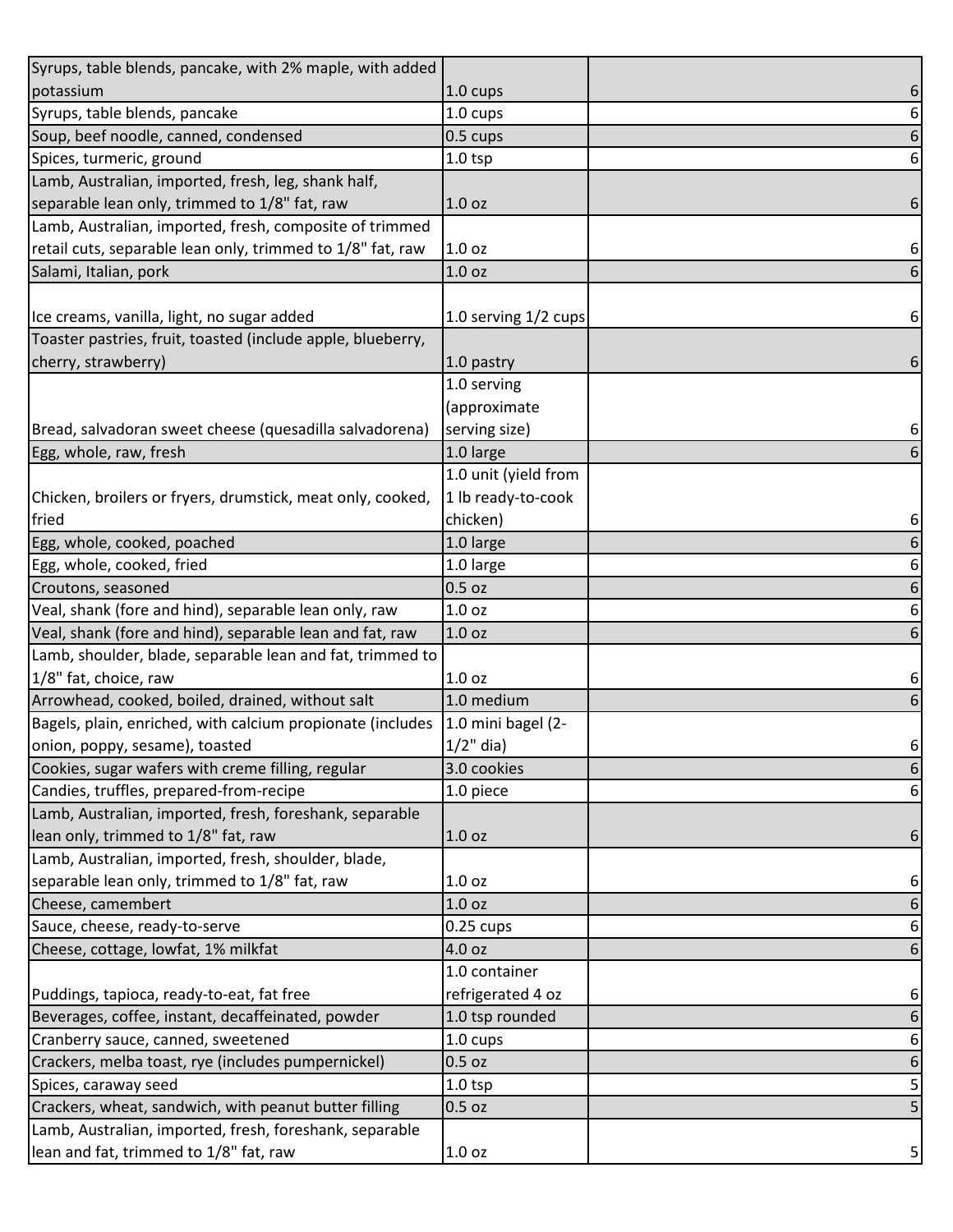| | | |
|---|---|---|
| Syrups, table blends, pancake, with 2% maple, with added potassium | 1.0 cups | 6 |
| Syrups, table blends, pancake | 1.0 cups | 6 |
| Soup, beef noodle, canned, condensed | 0.5 cups | 6 |
| Spices, turmeric, ground | 1.0 tsp | 6 |
| Lamb, Australian, imported, fresh, leg, shank half, separable lean only, trimmed to 1/8" fat, raw | 1.0 oz | 6 |
| Lamb, Australian, imported, fresh, composite of trimmed retail cuts, separable lean only, trimmed to 1/8" fat, raw | 1.0 oz | 6 |
| Salami, Italian, pork | 1.0 oz | 6 |
| Ice creams, vanilla, light, no sugar added | 1.0 serving 1/2 cups | 6 |
| Toaster pastries, fruit, toasted (include apple, blueberry, cherry, strawberry) | 1.0 pastry | 6 |
| Bread, salvadoran sweet cheese (quesadilla salvadorena) | 1.0 serving (approximate serving size) | 6 |
| Egg, whole, raw, fresh | 1.0 large | 6 |
| Chicken, broilers or fryers, drumstick, meat only, cooked, fried | 1.0 unit (yield from 1 lb ready-to-cook chicken) | 6 |
| Egg, whole, cooked, poached | 1.0 large | 6 |
| Egg, whole, cooked, fried | 1.0 large | 6 |
| Croutons, seasoned | 0.5 oz | 6 |
| Veal, shank (fore and hind), separable lean only, raw | 1.0 oz | 6 |
| Veal, shank (fore and hind), separable lean and fat, raw | 1.0 oz | 6 |
| Lamb, shoulder, blade, separable lean and fat, trimmed to 1/8" fat, choice, raw | 1.0 oz | 6 |
| Arrowhead, cooked, boiled, drained, without salt | 1.0 medium | 6 |
| Bagels, plain, enriched, with calcium propionate (includes onion, poppy, sesame), toasted | 1.0 mini bagel (2-1/2" dia) | 6 |
| Cookies, sugar wafers with creme filling, regular | 3.0 cookies | 6 |
| Candies, truffles, prepared-from-recipe | 1.0 piece | 6 |
| Lamb, Australian, imported, fresh, foreshank, separable lean only, trimmed to 1/8" fat, raw | 1.0 oz | 6 |
| Lamb, Australian, imported, fresh, shoulder, blade, separable lean only, trimmed to 1/8" fat, raw | 1.0 oz | 6 |
| Cheese, camembert | 1.0 oz | 6 |
| Sauce, cheese, ready-to-serve | 0.25 cups | 6 |
| Cheese, cottage, lowfat, 1% milkfat | 4.0 oz | 6 |
| Puddings, tapioca, ready-to-eat, fat free | 1.0 container refrigerated 4 oz | 6 |
| Beverages, coffee, instant, decaffeinated, powder | 1.0 tsp rounded | 6 |
| Cranberry sauce, canned, sweetened | 1.0 cups | 6 |
| Crackers, melba toast, rye (includes pumpernickel) | 0.5 oz | 6 |
| Spices, caraway seed | 1.0 tsp | 5 |
| Crackers, wheat, sandwich, with peanut butter filling | 0.5 oz | 5 |
| Lamb, Australian, imported, fresh, foreshank, separable lean and fat, trimmed to 1/8" fat, raw | 1.0 oz | 5 |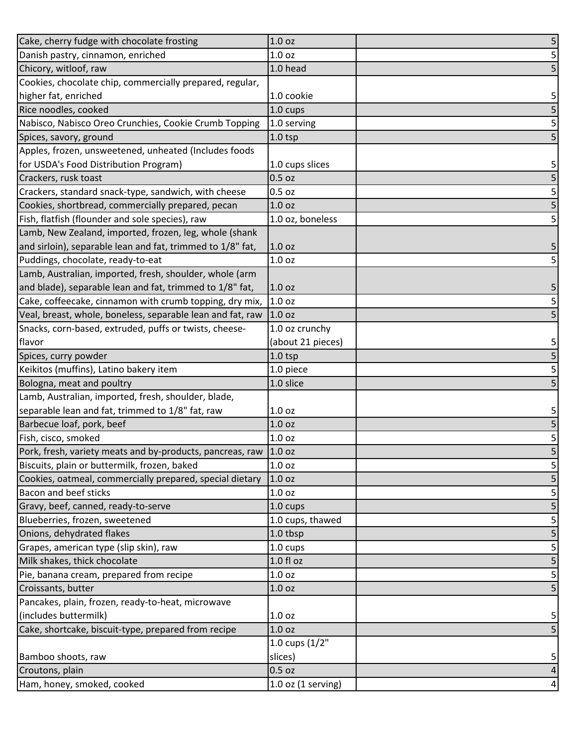| | | |
|---|---|---|
| Cake, cherry fudge with chocolate frosting | 1.0 oz | 5 |
| Danish pastry, cinnamon, enriched | 1.0 oz | 5 |
| Chicory, witloof, raw | 1.0 head | 5 |
| Cookies, chocolate chip, commercially prepared, regular, higher fat, enriched | 1.0 cookie | 5 |
| Rice noodles, cooked | 1.0 cups | 5 |
| Nabisco, Nabisco Oreo Crunchies, Cookie Crumb Topping | 1.0 serving | 5 |
| Spices, savory, ground | 1.0 tsp | 5 |
| Apples, frozen, unsweetened, unheated (Includes foods for USDA's Food Distribution Program) | 1.0 cups slices | 5 |
| Crackers, rusk toast | 0.5 oz | 5 |
| Crackers, standard snack-type, sandwich, with cheese | 0.5 oz | 5 |
| Cookies, shortbread, commercially prepared, pecan | 1.0 oz | 5 |
| Fish, flatfish (flounder and sole species), raw | 1.0 oz, boneless | 5 |
| Lamb, New Zealand, imported, frozen, leg, whole (shank and sirloin), separable lean and fat, trimmed to 1/8" fat, | 1.0 oz | 5 |
| Puddings, chocolate, ready-to-eat | 1.0 oz | 5 |
| Lamb, Australian, imported, fresh, shoulder, whole (arm and blade), separable lean and fat, trimmed to 1/8" fat, | 1.0 oz | 5 |
| Cake, coffeecake, cinnamon with crumb topping, dry mix, | 1.0 oz | 5 |
| Veal, breast, whole, boneless, separable lean and fat, raw | 1.0 oz | 5 |
| Snacks, corn-based, extruded, puffs or twists, cheese-flavor | 1.0 oz crunchy (about 21 pieces) | 5 |
| Spices, curry powder | 1.0 tsp | 5 |
| Keikitos (muffins), Latino bakery item | 1.0 piece | 5 |
| Bologna, meat and poultry | 1.0 slice | 5 |
| Lamb, Australian, imported, fresh, shoulder, blade, separable lean and fat, trimmed to 1/8" fat, raw | 1.0 oz | 5 |
| Barbecue loaf, pork, beef | 1.0 oz | 5 |
| Fish, cisco, smoked | 1.0 oz | 5 |
| Pork, fresh, variety meats and by-products, pancreas, raw | 1.0 oz | 5 |
| Biscuits, plain or buttermilk, frozen, baked | 1.0 oz | 5 |
| Cookies, oatmeal, commercially prepared, special dietary | 1.0 oz | 5 |
| Bacon and beef sticks | 1.0 oz | 5 |
| Gravy, beef, canned, ready-to-serve | 1.0 cups | 5 |
| Blueberries, frozen, sweetened | 1.0 cups, thawed | 5 |
| Onions, dehydrated flakes | 1.0 tbsp | 5 |
| Grapes, american type (slip skin), raw | 1.0 cups | 5 |
| Milk shakes, thick chocolate | 1.0 fl oz | 5 |
| Pie, banana cream, prepared from recipe | 1.0 oz | 5 |
| Croissants, butter | 1.0 oz | 5 |
| Pancakes, plain, frozen, ready-to-heat, microwave (includes buttermilk) | 1.0 oz | 5 |
| Cake, shortcake, biscuit-type, prepared from recipe | 1.0 oz | 5 |
| Bamboo shoots, raw | 1.0 cups (1/2" slices) | 5 |
| Croutons, plain | 0.5 oz | 4 |
| Ham, honey, smoked, cooked | 1.0 oz (1 serving) | 4 |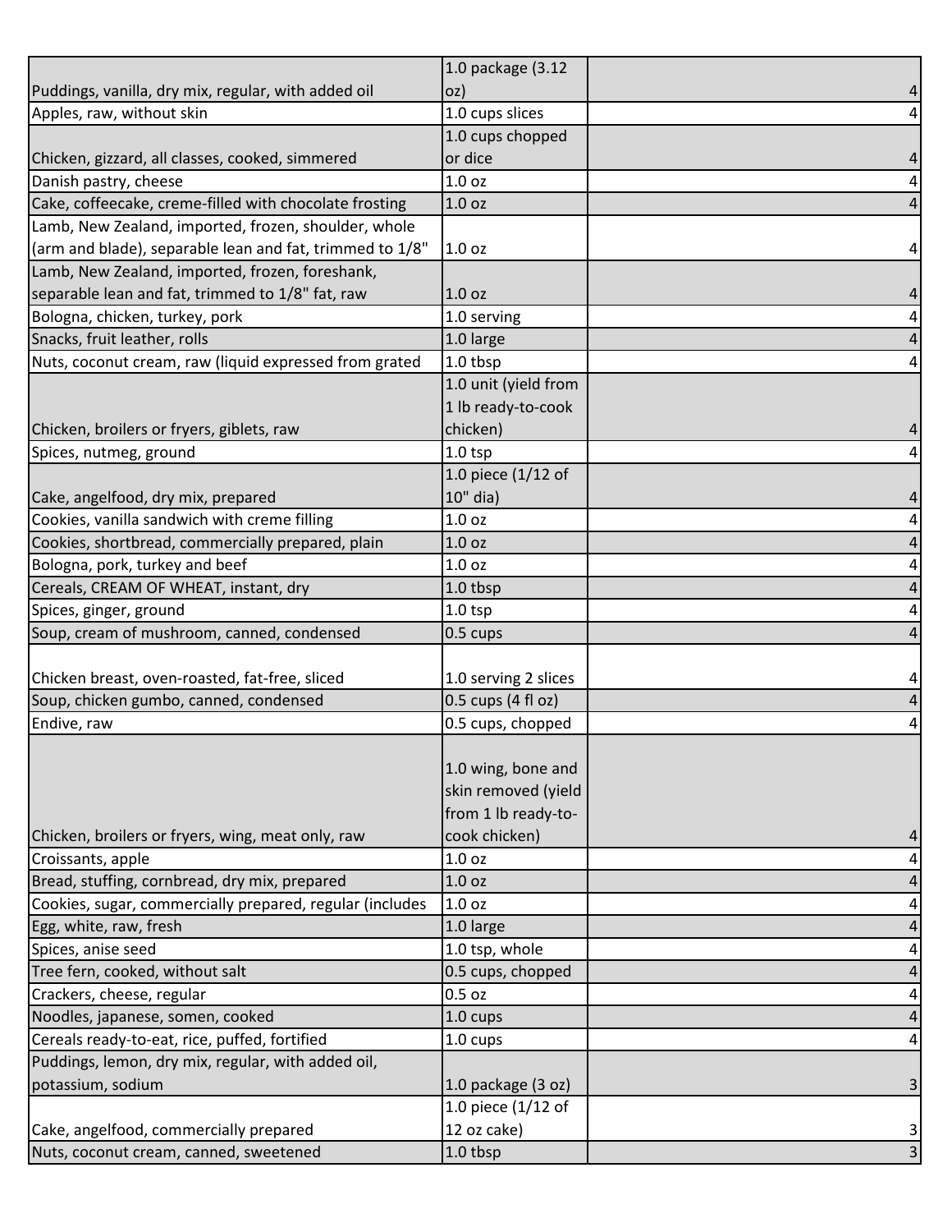| | | |
|---|---|---|
| Puddings, vanilla, dry mix, regular, with added oil | 1.0 package (3.12 oz) | 4 |
| Apples, raw, without skin | 1.0 cups slices | 4 |
| Chicken, gizzard, all classes, cooked, simmered | 1.0 cups chopped or dice | 4 |
| Danish pastry, cheese | 1.0 oz | 4 |
| Cake, coffeecake, creme-filled with chocolate frosting | 1.0 oz | 4 |
| Lamb, New Zealand, imported, frozen, shoulder, whole (arm and blade), separable lean and fat, trimmed to 1/8" | 1.0 oz | 4 |
| Lamb, New Zealand, imported, frozen, foreshank, separable lean and fat, trimmed to 1/8" fat, raw | 1.0 oz | 4 |
| Bologna, chicken, turkey, pork | 1.0 serving | 4 |
| Snacks, fruit leather, rolls | 1.0 large | 4 |
| Nuts, coconut cream, raw (liquid expressed from grated | 1.0 tbsp | 4 |
| Chicken, broilers or fryers, giblets, raw | 1.0 unit (yield from 1 lb ready-to-cook chicken) | 4 |
| Spices, nutmeg, ground | 1.0 tsp | 4 |
| Cake, angelfood, dry mix, prepared | 1.0 piece (1/12 of 10" dia) | 4 |
| Cookies, vanilla sandwich with creme filling | 1.0 oz | 4 |
| Cookies, shortbread, commercially prepared, plain | 1.0 oz | 4 |
| Bologna, pork, turkey and beef | 1.0 oz | 4 |
| Cereals, CREAM OF WHEAT, instant, dry | 1.0 tbsp | 4 |
| Spices, ginger, ground | 1.0 tsp | 4 |
| Soup, cream of mushroom, canned, condensed | 0.5 cups | 4 |
| Chicken breast, oven-roasted, fat-free, sliced | 1.0 serving 2 slices | 4 |
| Soup, chicken gumbo, canned, condensed | 0.5 cups (4 fl oz) | 4 |
| Endive, raw | 0.5 cups, chopped | 4 |
| Chicken, broilers or fryers, wing, meat only, raw | 1.0 wing, bone and skin removed (yield from 1 lb ready-to-cook chicken) | 4 |
| Croissants, apple | 1.0 oz | 4 |
| Bread, stuffing, cornbread, dry mix, prepared | 1.0 oz | 4 |
| Cookies, sugar, commercially prepared, regular (includes | 1.0 oz | 4 |
| Egg, white, raw, fresh | 1.0 large | 4 |
| Spices, anise seed | 1.0 tsp, whole | 4 |
| Tree fern, cooked, without salt | 0.5 cups, chopped | 4 |
| Crackers, cheese, regular | 0.5 oz | 4 |
| Noodles, japanese, somen, cooked | 1.0 cups | 4 |
| Cereals ready-to-eat, rice, puffed, fortified | 1.0 cups | 4 |
| Puddings, lemon, dry mix, regular, with added oil, potassium, sodium | 1.0 package (3 oz) | 3 |
| Cake, angelfood, commercially prepared | 1.0 piece (1/12 of 12 oz cake) | 3 |
| Nuts, coconut cream, canned, sweetened | 1.0 tbsp | 3 |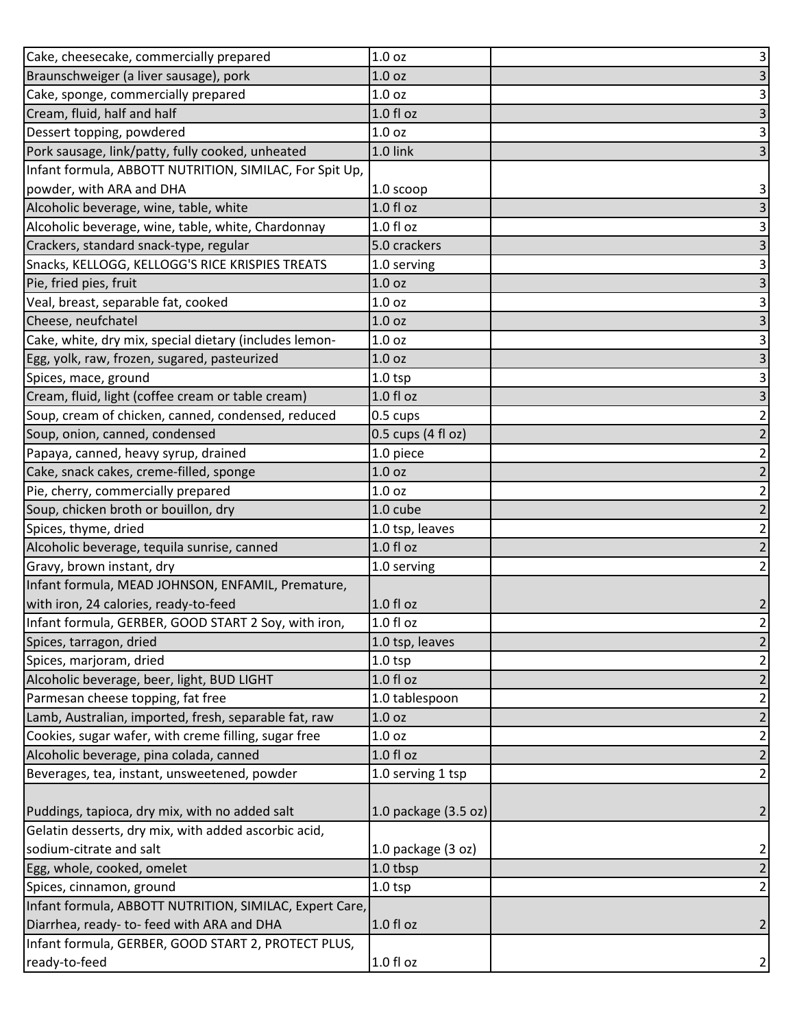| | | |
|---|---|---|
| Cake, cheesecake, commercially prepared | 1.0 oz | 3 |
| Braunschweiger (a liver sausage), pork | 1.0 oz | 3 |
| Cake, sponge, commercially prepared | 1.0 oz | 3 |
| Cream, fluid, half and half | 1.0 fl oz | 3 |
| Dessert topping, powdered | 1.0 oz | 3 |
| Pork sausage, link/patty, fully cooked, unheated | 1.0 link | 3 |
| Infant formula, ABBOTT NUTRITION, SIMILAC, For Spit Up, powder, with ARA and DHA | 1.0 scoop | 3 |
| Alcoholic beverage, wine, table, white | 1.0 fl oz | 3 |
| Alcoholic beverage, wine, table, white, Chardonnay | 1.0 fl oz | 3 |
| Crackers, standard snack-type, regular | 5.0 crackers | 3 |
| Snacks, KELLOGG, KELLOGG'S RICE KRISPIES TREATS | 1.0 serving | 3 |
| Pie, fried pies, fruit | 1.0 oz | 3 |
| Veal, breast, separable fat, cooked | 1.0 oz | 3 |
| Cheese, neufchatel | 1.0 oz | 3 |
| Cake, white, dry mix, special dietary (includes lemon- | 1.0 oz | 3 |
| Egg, yolk, raw, frozen, sugared, pasteurized | 1.0 oz | 3 |
| Spices, mace, ground | 1.0 tsp | 3 |
| Cream, fluid, light (coffee cream or table cream) | 1.0 fl oz | 3 |
| Soup, cream of chicken, canned, condensed, reduced | 0.5 cups | 2 |
| Soup, onion, canned, condensed | 0.5 cups (4 fl oz) | 2 |
| Papaya, canned, heavy syrup, drained | 1.0 piece | 2 |
| Cake, snack cakes, creme-filled, sponge | 1.0 oz | 2 |
| Pie, cherry, commercially prepared | 1.0 oz | 2 |
| Soup, chicken broth or bouillon, dry | 1.0 cube | 2 |
| Spices, thyme, dried | 1.0 tsp, leaves | 2 |
| Alcoholic beverage, tequila sunrise, canned | 1.0 fl oz | 2 |
| Gravy, brown instant, dry | 1.0 serving | 2 |
| Infant formula, MEAD JOHNSON, ENFAMIL, Premature, with iron, 24 calories, ready-to-feed | 1.0 fl oz | 2 |
| Infant formula, GERBER, GOOD START 2 Soy, with iron, | 1.0 fl oz | 2 |
| Spices, tarragon, dried | 1.0 tsp, leaves | 2 |
| Spices, marjoram, dried | 1.0 tsp | 2 |
| Alcoholic beverage, beer, light, BUD LIGHT | 1.0 fl oz | 2 |
| Parmesan cheese topping, fat free | 1.0 tablespoon | 2 |
| Lamb, Australian, imported, fresh, separable fat, raw | 1.0 oz | 2 |
| Cookies, sugar wafer, with creme filling, sugar free | 1.0 oz | 2 |
| Alcoholic beverage, pina colada, canned | 1.0 fl oz | 2 |
| Beverages, tea, instant, unsweetened, powder | 1.0 serving 1 tsp | 2 |
| Puddings, tapioca, dry mix, with no added salt | 1.0 package (3.5 oz) | 2 |
| Gelatin desserts, dry mix, with added ascorbic acid, sodium-citrate and salt | 1.0 package (3 oz) | 2 |
| Egg, whole, cooked, omelet | 1.0 tbsp | 2 |
| Spices, cinnamon, ground | 1.0 tsp | 2 |
| Infant formula, ABBOTT NUTRITION, SIMILAC, Expert Care, Diarrhea, ready- to- feed with ARA and DHA | 1.0 fl oz | 2 |
| Infant formula, GERBER, GOOD START 2, PROTECT PLUS, ready-to-feed | 1.0 fl oz | 2 |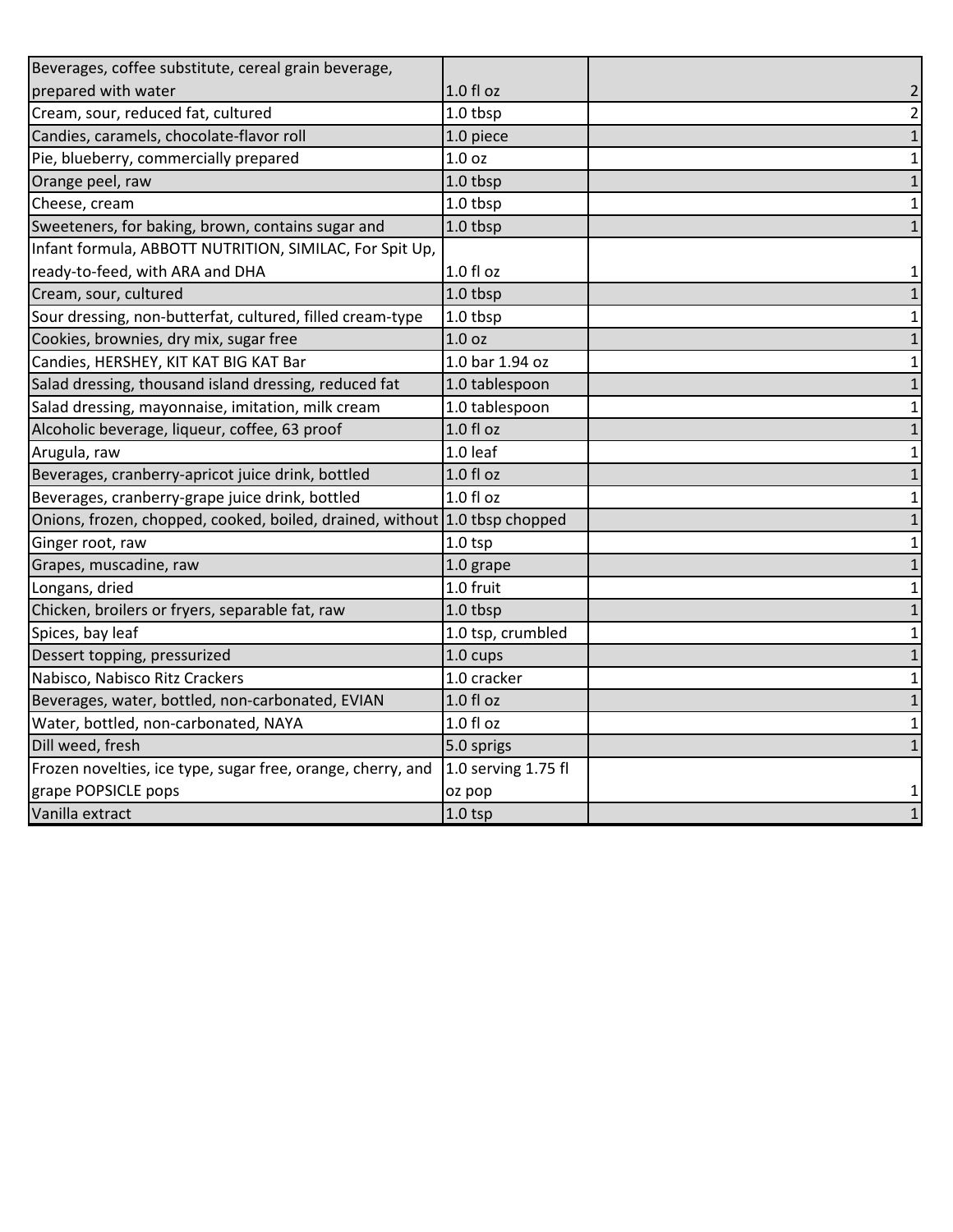| | | |
|---|---|---|
| Beverages, coffee substitute, cereal grain beverage, prepared with water | 1.0 fl oz | 2 |
| Cream, sour, reduced fat, cultured | 1.0 tbsp | 2 |
| Candies, caramels, chocolate-flavor roll | 1.0 piece | 1 |
| Pie, blueberry, commercially prepared | 1.0 oz | 1 |
| Orange peel, raw | 1.0 tbsp | 1 |
| Cheese, cream | 1.0 tbsp | 1 |
| Sweeteners, for baking, brown, contains sugar and | 1.0 tbsp | 1 |
| Infant formula, ABBOTT NUTRITION, SIMILAC, For Spit Up, ready-to-feed, with ARA and DHA | 1.0 fl oz | 1 |
| Cream, sour, cultured | 1.0 tbsp | 1 |
| Sour dressing, non-butterfat, cultured, filled cream-type | 1.0 tbsp | 1 |
| Cookies, brownies, dry mix, sugar free | 1.0 oz | 1 |
| Candies, HERSHEY, KIT KAT BIG KAT Bar | 1.0 bar 1.94 oz | 1 |
| Salad dressing, thousand island dressing, reduced fat | 1.0 tablespoon | 1 |
| Salad dressing, mayonnaise, imitation, milk cream | 1.0 tablespoon | 1 |
| Alcoholic beverage, liqueur, coffee, 63 proof | 1.0 fl oz | 1 |
| Arugula, raw | 1.0 leaf | 1 |
| Beverages, cranberry-apricot juice drink, bottled | 1.0 fl oz | 1 |
| Beverages, cranberry-grape juice drink, bottled | 1.0 fl oz | 1 |
| Onions, frozen, chopped, cooked, boiled, drained, without | 1.0 tbsp chopped | 1 |
| Ginger root, raw | 1.0 tsp | 1 |
| Grapes, muscadine, raw | 1.0 grape | 1 |
| Longans, dried | 1.0 fruit | 1 |
| Chicken, broilers or fryers, separable fat, raw | 1.0 tbsp | 1 |
| Spices, bay leaf | 1.0 tsp, crumbled | 1 |
| Dessert topping, pressurized | 1.0 cups | 1 |
| Nabisco, Nabisco Ritz Crackers | 1.0 cracker | 1 |
| Beverages, water, bottled, non-carbonated, EVIAN | 1.0 fl oz | 1 |
| Water, bottled, non-carbonated, NAYA | 1.0 fl oz | 1 |
| Dill weed, fresh | 5.0 sprigs | 1 |
| Frozen novelties, ice type, sugar free, orange, cherry, and grape POPSICLE pops | 1.0 serving 1.75 fl oz pop | 1 |
| Vanilla extract | 1.0 tsp | 1 |